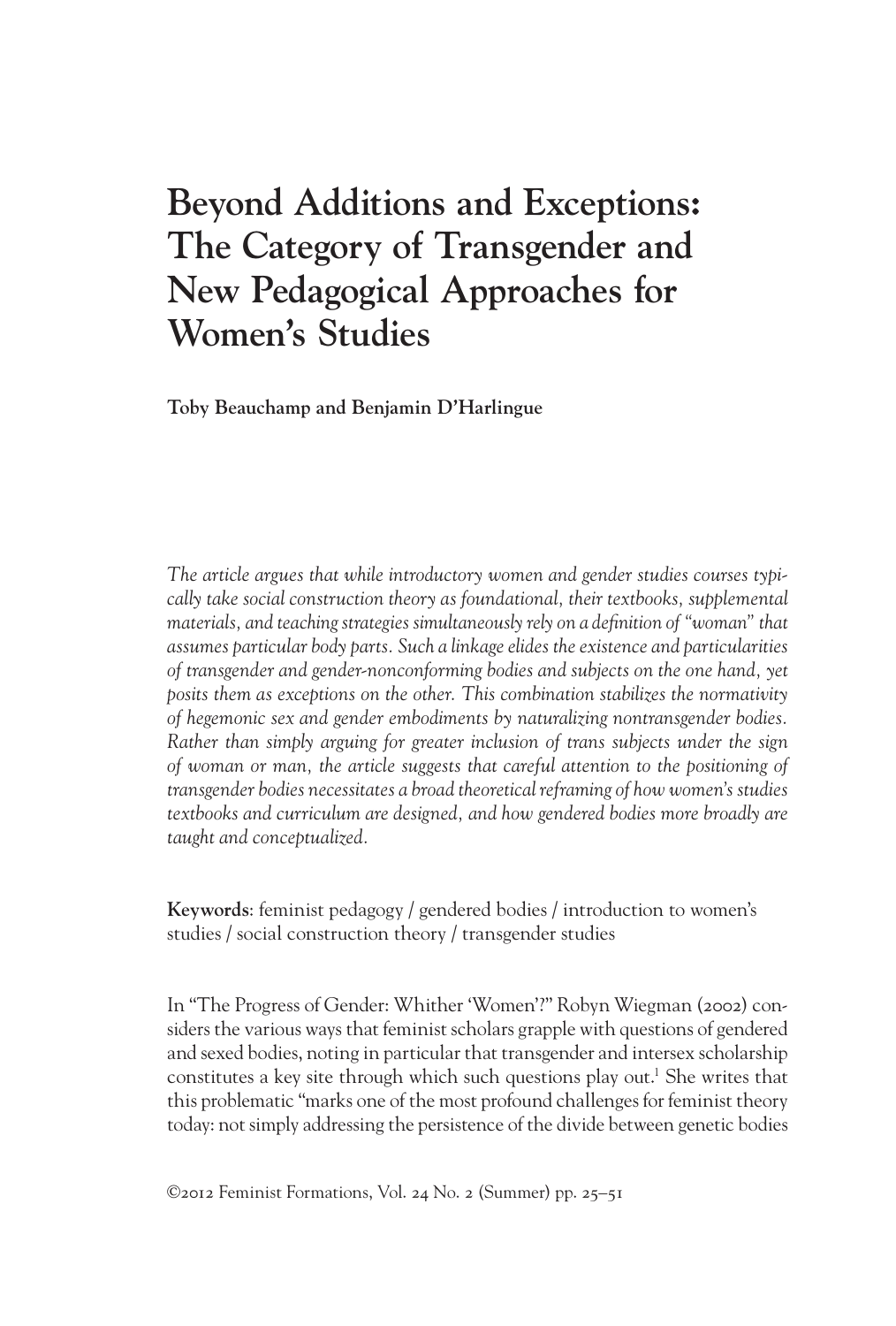# Beyond Additions and Exceptions: The Category of Transgender and New Pedagogical Approaches for Women's Studies

**Toby Beauchamp and Benjamin D'Harlingue**

*The article argues that while introductory women and gender studies courses typically take social construction theory as foundational, their textbooks, supplemental materials, and teaching strategies simultaneously rely on a definition of "woman" that assumes particular body parts. Such a linkage elides the existence and particularities of transgender and gender-nonconforming bodies and subjects on the one hand, yet posits them as exceptions on the other. This combination stabilizes the normativity of hegemonic sex and gender embodiments by naturalizing nontransgender bodies. Rather than simply arguing for greater inclusion of trans subjects under the sign of woman or man, the article suggests that careful attention to the positioning of transgender bodies necessitates a broad theoretical reframing of how women's studies textbooks and curriculum are designed, and how gendered bodies more broadly are taught and conceptualized.*

**Keywords**: feminist pedagogy / gendered bodies / introduction to women's studies / social construction theory / transgender studies

In "The Progress of Gender: Whither 'Women'?" Robyn Wiegman (2002) considers the various ways that feminist scholars grapple with questions of gendered and sexed bodies, noting in particular that transgender and intersex scholarship constitutes a key site through which such questions play out.[1] She writes that this problematic "marks one of the most profound challenges for feminist theory today: not simply addressing the persistence of the divide between genetic bodies

©2012 Feminist Formations, Vol. 24 No. 2 (Summer) pp. 25–51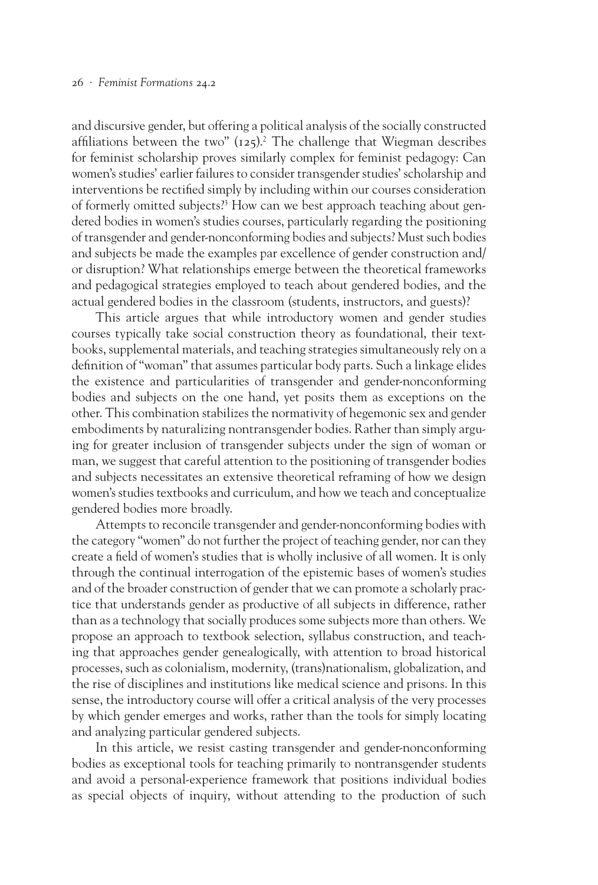and discursive gender, but offering a political analysis of the socially constructed affiliations between the two" (125).[2] The challenge that Wiegman describes for feminist scholarship proves similarly complex for feminist pedagogy: Can women's studies' earlier failures to consider transgender studies' scholarship and interventions be rectified simply by including within our courses consideration of formerly omitted subjects?[3] How can we best approach teaching about gendered bodies in women's studies courses, particularly regarding the positioning of transgender and gender-nonconforming bodies and subjects? Must such bodies and subjects be made the examples par excellence of gender construction and/or disruption? What relationships emerge between the theoretical frameworks and pedagogical strategies employed to teach about gendered bodies, and the actual gendered bodies in the classroom (students, instructors, and guests)?

This article argues that while introductory women and gender studies courses typically take social construction theory as foundational, their textbooks, supplemental materials, and teaching strategies simultaneously rely on a definition of "woman" that assumes particular body parts. Such a linkage elides the existence and particularities of transgender and gender-nonconforming bodies and subjects on the one hand, yet posits them as exceptions on the other. This combination stabilizes the normativity of hegemonic sex and gender embodiments by naturalizing nontransgender bodies. Rather than simply arguing for greater inclusion of transgender subjects under the sign of woman or man, we suggest that careful attention to the positioning of transgender bodies and subjects necessitates an extensive theoretical reframing of how we design women's studies textbooks and curriculum, and how we teach and conceptualize gendered bodies more broadly.

Attempts to reconcile transgender and gender-nonconforming bodies with the category "women" do not further the project of teaching gender, nor can they create a field of women's studies that is wholly inclusive of all women. It is only through the continual interrogation of the epistemic bases of women's studies and of the broader construction of gender that we can promote a scholarly practice that understands gender as productive of all subjects in difference, rather than as a technology that socially produces some subjects more than others. We propose an approach to textbook selection, syllabus construction, and teaching that approaches gender genealogically, with attention to broad historical processes, such as colonialism, modernity, (trans)nationalism, globalization, and the rise of disciplines and institutions like medical science and prisons. In this sense, the introductory course will offer a critical analysis of the very processes by which gender emerges and works, rather than the tools for simply locating and analyzing particular gendered subjects.

In this article, we resist casting transgender and gender-nonconforming bodies as exceptional tools for teaching primarily to nontransgender students and avoid a personal-experience framework that positions individual bodies as special objects of inquiry, without attending to the production of such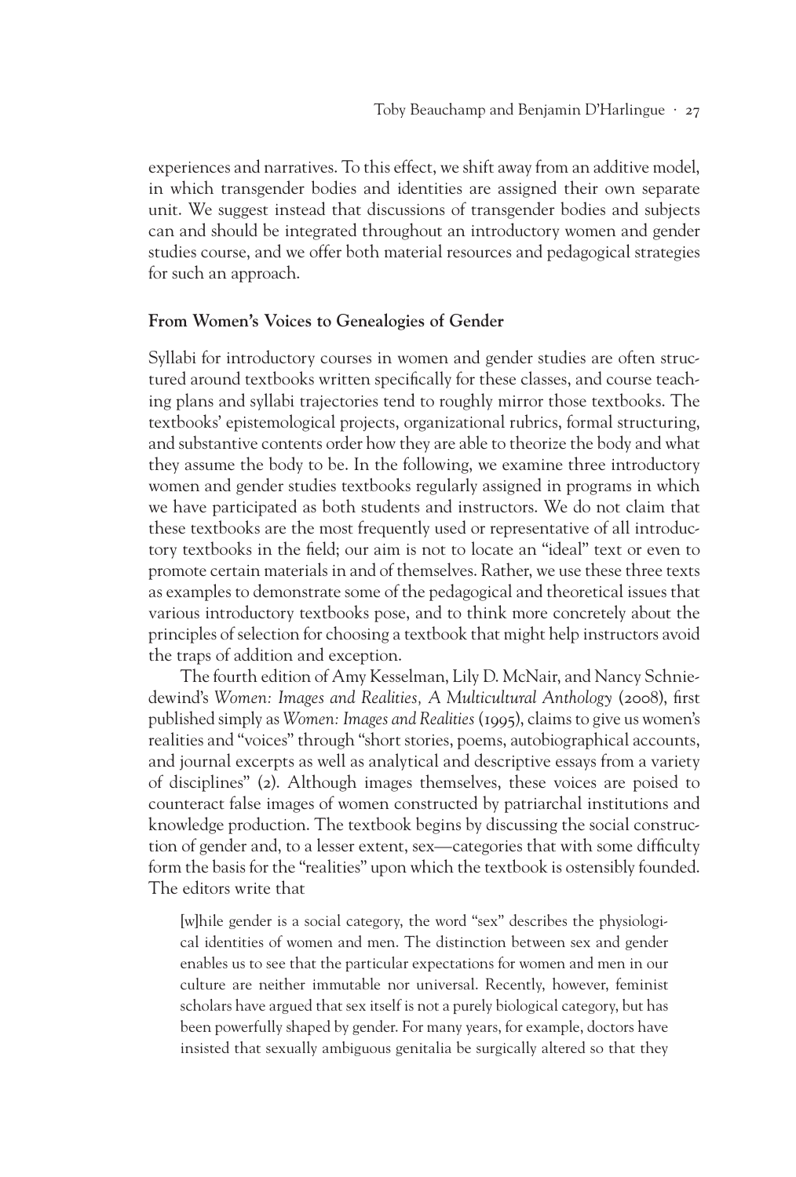experiences and narratives. To this effect, we shift away from an additive model, in which transgender bodies and identities are assigned their own separate unit. We suggest instead that discussions of transgender bodies and subjects can and should be integrated throughout an introductory women and gender studies course, and we offer both material resources and pedagogical strategies for such an approach.

## From Women's Voices to Genealogies of Gender

Syllabi for introductory courses in women and gender studies are often structured around textbooks written specifically for these classes, and course teaching plans and syllabi trajectories tend to roughly mirror those textbooks. The textbooks' epistemological projects, organizational rubrics, formal structuring, and substantive contents order how they are able to theorize the body and what they assume the body to be. In the following, we examine three introductory women and gender studies textbooks regularly assigned in programs in which we have participated as both students and instructors. We do not claim that these textbooks are the most frequently used or representative of all introductory textbooks in the field; our aim is not to locate an "ideal" text or even to promote certain materials in and of themselves. Rather, we use these three texts as examples to demonstrate some of the pedagogical and theoretical issues that various introductory textbooks pose, and to think more concretely about the principles of selection for choosing a textbook that might help instructors avoid the traps of addition and exception.

The fourth edition of Amy Kesselman, Lily D. McNair, and Nancy Schniedewind's *Women: Images and Realities, A Multicultural Anthology* (2008), first published simply as *Women: Images and Realities* (1995), claims to give us women's realities and "voices" through "short stories, poems, autobiographical accounts, and journal excerpts as well as analytical and descriptive essays from a variety of disciplines" (2). Although images themselves, these voices are poised to counteract false images of women constructed by patriarchal institutions and knowledge production. The textbook begins by discussing the social construction of gender and, to a lesser extent, sex—categories that with some difficulty form the basis for the "realities" upon which the textbook is ostensibly founded. The editors write that

> [w]hile gender is a social category, the word "sex" describes the physiological identities of women and men. The distinction between sex and gender enables us to see that the particular expectations for women and men in our culture are neither immutable nor universal. Recently, however, feminist scholars have argued that sex itself is not a purely biological category, but has been powerfully shaped by gender. For many years, for example, doctors have insisted that sexually ambiguous genitalia be surgically altered so that they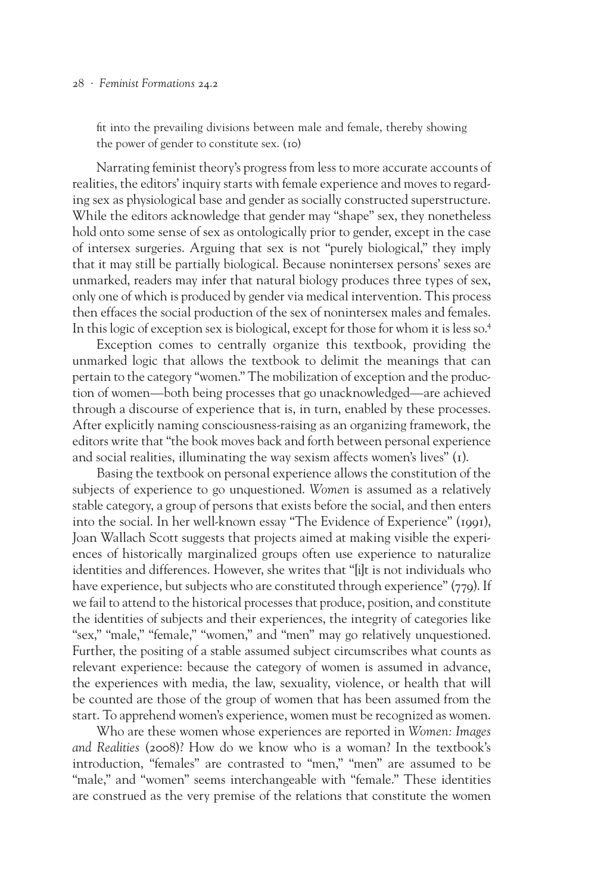fit into the prevailing divisions between male and female, thereby showing the power of gender to constitute sex. (10)

Narrating feminist theory's progress from less to more accurate accounts of realities, the editors' inquiry starts with female experience and moves to regarding sex as physiological base and gender as socially constructed superstructure. While the editors acknowledge that gender may "shape" sex, they nonetheless hold onto some sense of sex as ontologically prior to gender, except in the case of intersex surgeries. Arguing that sex is not "purely biological," they imply that it may still be partially biological. Because nonintersex persons' sexes are unmarked, readers may infer that natural biology produces three types of sex, only one of which is produced by gender via medical intervention. This process then effaces the social production of the sex of nonintersex males and females. In this logic of exception sex is biological, except for those for whom it is less so.[4]

Exception comes to centrally organize this textbook, providing the unmarked logic that allows the textbook to delimit the meanings that can pertain to the category "women." The mobilization of exception and the production of women—both being processes that go unacknowledged—are achieved through a discourse of experience that is, in turn, enabled by these processes. After explicitly naming consciousness-raising as an organizing framework, the editors write that "the book moves back and forth between personal experience and social realities, illuminating the way sexism affects women's lives" (1).

Basing the textbook on personal experience allows the constitution of the subjects of experience to go unquestioned. *Women* is assumed as a relatively stable category, a group of persons that exists before the social, and then enters into the social. In her well-known essay "The Evidence of Experience" (1991), Joan Wallach Scott suggests that projects aimed at making visible the experiences of historically marginalized groups often use experience to naturalize identities and differences. However, she writes that "[i]t is not individuals who have experience, but subjects who are constituted through experience" (779). If we fail to attend to the historical processes that produce, position, and constitute the identities of subjects and their experiences, the integrity of categories like "sex," "male," "female," "women," and "men" may go relatively unquestioned. Further, the positing of a stable assumed subject circumscribes what counts as relevant experience: because the category of women is assumed in advance, the experiences with media, the law, sexuality, violence, or health that will be counted are those of the group of women that has been assumed from the start. To apprehend women's experience, women must be recognized as women.

Who are these women whose experiences are reported in *Women: Images and Realities* (2008)? How do we know who is a woman? In the textbook's introduction, "females" are contrasted to "men," "men" are assumed to be "male," and "women" seems interchangeable with "female." These identities are construed as the very premise of the relations that constitute the women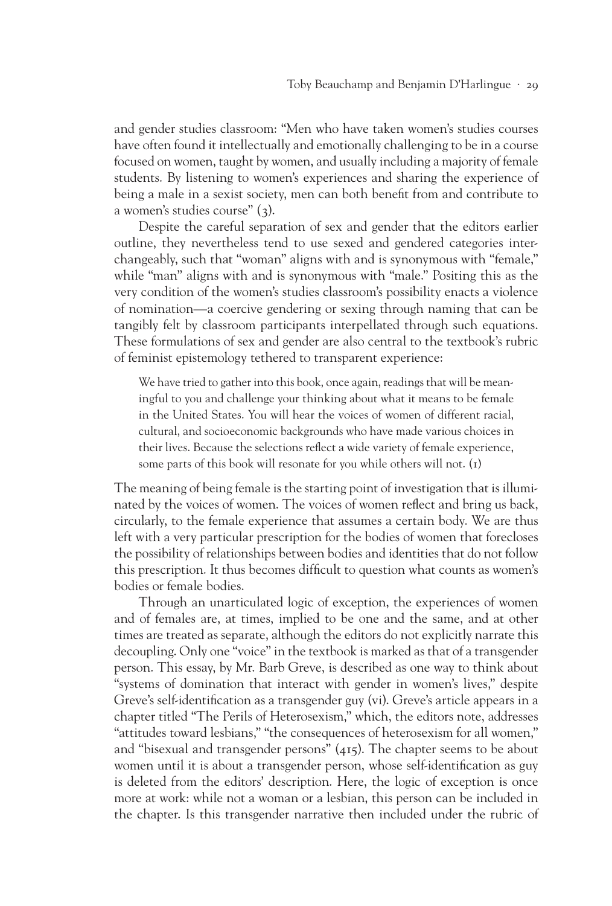and gender studies classroom: "Men who have taken women's studies courses have often found it intellectually and emotionally challenging to be in a course focused on women, taught by women, and usually including a majority of female students. By listening to women's experiences and sharing the experience of being a male in a sexist society, men can both benefit from and contribute to a women's studies course" (3).

Despite the careful separation of sex and gender that the editors earlier outline, they nevertheless tend to use sexed and gendered categories interchangeably, such that "woman" aligns with and is synonymous with "female," while "man" aligns with and is synonymous with "male." Positing this as the very condition of the women's studies classroom's possibility enacts a violence of nomination—a coercive gendering or sexing through naming that can be tangibly felt by classroom participants interpellated through such equations. These formulations of sex and gender are also central to the textbook's rubric of feminist epistemology tethered to transparent experience:

> We have tried to gather into this book, once again, readings that will be meaningful to you and challenge your thinking about what it means to be female in the United States. You will hear the voices of women of different racial, cultural, and socioeconomic backgrounds who have made various choices in their lives. Because the selections reflect a wide variety of female experience, some parts of this book will resonate for you while others will not. (1)

The meaning of being female is the starting point of investigation that is illuminated by the voices of women. The voices of women reflect and bring us back, circularly, to the female experience that assumes a certain body. We are thus left with a very particular prescription for the bodies of women that forecloses the possibility of relationships between bodies and identities that do not follow this prescription. It thus becomes difficult to question what counts as women's bodies or female bodies.

Through an unarticulated logic of exception, the experiences of women and of females are, at times, implied to be one and the same, and at other times are treated as separate, although the editors do not explicitly narrate this decoupling. Only one "voice" in the textbook is marked as that of a transgender person. This essay, by Mr. Barb Greve, is described as one way to think about "systems of domination that interact with gender in women's lives," despite Greve's self-identification as a transgender guy (vi). Greve's article appears in a chapter titled "The Perils of Heterosexism," which, the editors note, addresses "attitudes toward lesbians," "the consequences of heterosexism for all women," and "bisexual and transgender persons" (415). The chapter seems to be about women until it is about a transgender person, whose self-identification as guy is deleted from the editors' description. Here, the logic of exception is once more at work: while not a woman or a lesbian, this person can be included in the chapter. Is this transgender narrative then included under the rubric of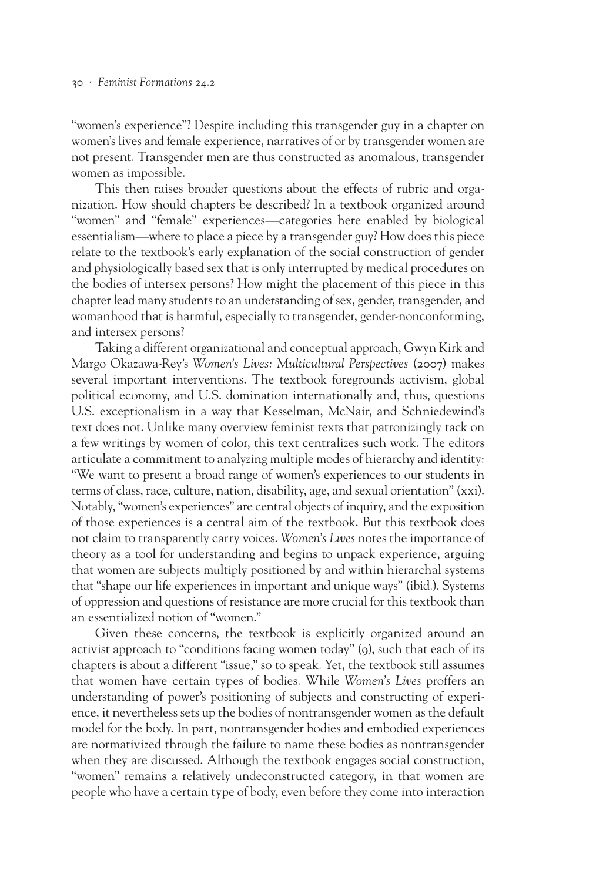"women's experience"? Despite including this transgender guy in a chapter on women's lives and female experience, narratives of or by transgender women are not present. Transgender men are thus constructed as anomalous, transgender women as impossible.

This then raises broader questions about the effects of rubric and organization. How should chapters be described? In a textbook organized around "women" and "female" experiences—categories here enabled by biological essentialism—where to place a piece by a transgender guy? How does this piece relate to the textbook's early explanation of the social construction of gender and physiologically based sex that is only interrupted by medical procedures on the bodies of intersex persons? How might the placement of this piece in this chapter lead many students to an understanding of sex, gender, transgender, and womanhood that is harmful, especially to transgender, gender-nonconforming, and intersex persons?

Taking a different organizational and conceptual approach, Gwyn Kirk and Margo Okazawa-Rey's *Women's Lives: Multicultural Perspectives* (2007) makes several important interventions. The textbook foregrounds activism, global political economy, and U.S. domination internationally and, thus, questions U.S. exceptionalism in a way that Kesselman, McNair, and Schniedewind's text does not. Unlike many overview feminist texts that patronizingly tack on a few writings by women of color, this text centralizes such work. The editors articulate a commitment to analyzing multiple modes of hierarchy and identity: "We want to present a broad range of women's experiences to our students in terms of class, race, culture, nation, disability, age, and sexual orientation" (xxi). Notably, "women's experiences" are central objects of inquiry, and the exposition of those experiences is a central aim of the textbook. But this textbook does not claim to transparently carry voices. *Women's Lives* notes the importance of theory as a tool for understanding and begins to unpack experience, arguing that women are subjects multiply positioned by and within hierarchal systems that "shape our life experiences in important and unique ways" (ibid.). Systems of oppression and questions of resistance are more crucial for this textbook than an essentialized notion of "women."

Given these concerns, the textbook is explicitly organized around an activist approach to "conditions facing women today" (9), such that each of its chapters is about a different "issue," so to speak. Yet, the textbook still assumes that women have certain types of bodies. While *Women's Lives* proffers an understanding of power's positioning of subjects and constructing of experience, it nevertheless sets up the bodies of nontransgender women as the default model for the body. In part, nontransgender bodies and embodied experiences are normativized through the failure to name these bodies as nontransgender when they are discussed. Although the textbook engages social construction, "women" remains a relatively undeconstructed category, in that women are people who have a certain type of body, even before they come into interaction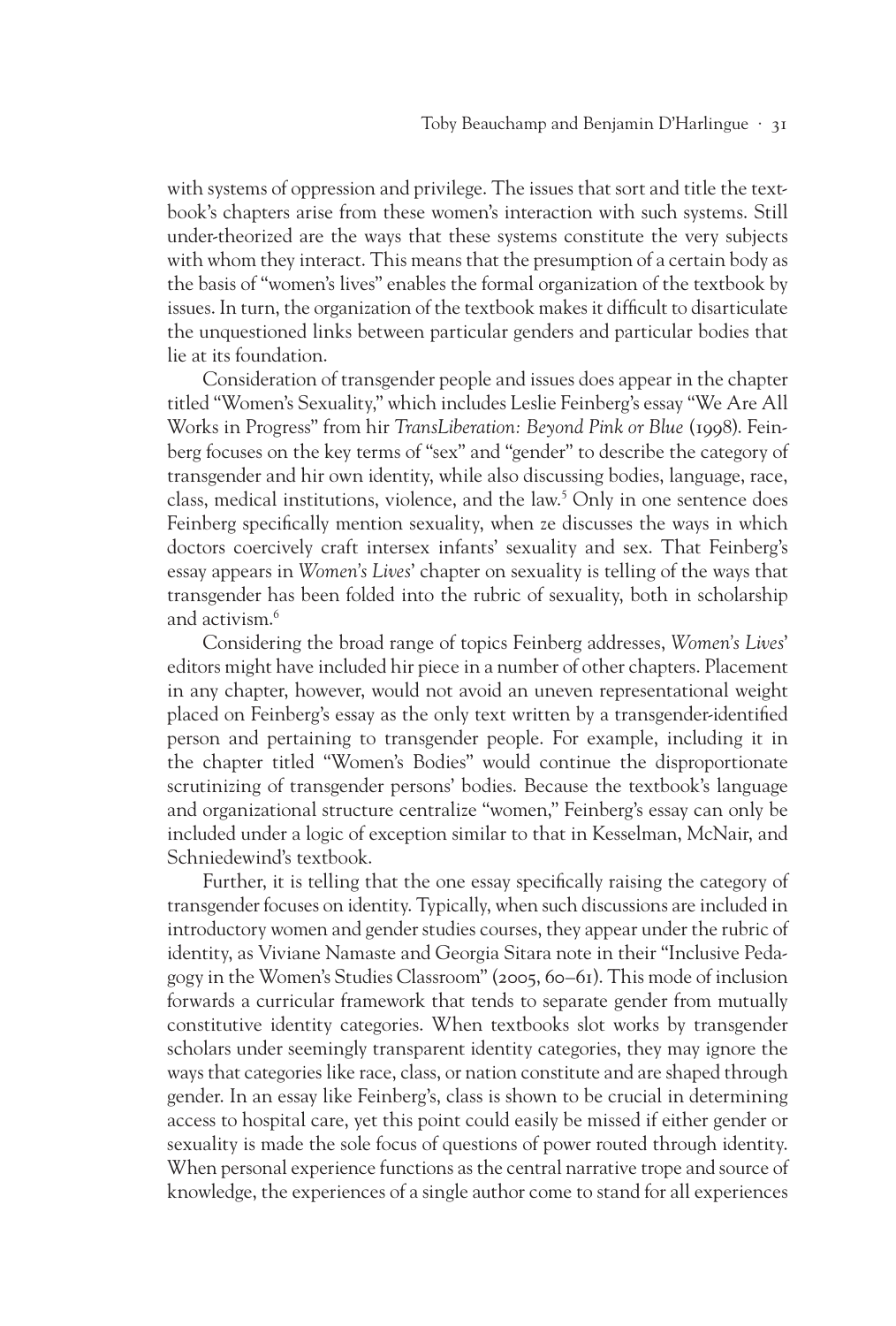with systems of oppression and privilege. The issues that sort and title the textbook's chapters arise from these women's interaction with such systems. Still under-theorized are the ways that these systems constitute the very subjects with whom they interact. This means that the presumption of a certain body as the basis of "women's lives" enables the formal organization of the textbook by issues. In turn, the organization of the textbook makes it difficult to disarticulate the unquestioned links between particular genders and particular bodies that lie at its foundation.

Consideration of transgender people and issues does appear in the chapter titled "Women's Sexuality," which includes Leslie Feinberg's essay "We Are All Works in Progress" from hir *TransLiberation: Beyond Pink or Blue* (1998). Feinberg focuses on the key terms of "sex" and "gender" to describe the category of transgender and hir own identity, while also discussing bodies, language, race, class, medical institutions, violence, and the law.[5] Only in one sentence does Feinberg specifically mention sexuality, when ze discusses the ways in which doctors coercively craft intersex infants' sexuality and sex. That Feinberg's essay appears in *Women's Lives*' chapter on sexuality is telling of the ways that transgender has been folded into the rubric of sexuality, both in scholarship and activism.[6]

Considering the broad range of topics Feinberg addresses, *Women's Lives*' editors might have included hir piece in a number of other chapters. Placement in any chapter, however, would not avoid an uneven representational weight placed on Feinberg's essay as the only text written by a transgender-identified person and pertaining to transgender people. For example, including it in the chapter titled "Women's Bodies" would continue the disproportionate scrutinizing of transgender persons' bodies. Because the textbook's language and organizational structure centralize "women," Feinberg's essay can only be included under a logic of exception similar to that in Kesselman, McNair, and Schniedewind's textbook.

Further, it is telling that the one essay specifically raising the category of transgender focuses on identity. Typically, when such discussions are included in introductory women and gender studies courses, they appear under the rubric of identity, as Viviane Namaste and Georgia Sitara note in their "Inclusive Pedagogy in the Women's Studies Classroom" (2005, 60–61). This mode of inclusion forwards a curricular framework that tends to separate gender from mutually constitutive identity categories. When textbooks slot works by transgender scholars under seemingly transparent identity categories, they may ignore the ways that categories like race, class, or nation constitute and are shaped through gender. In an essay like Feinberg's, class is shown to be crucial in determining access to hospital care, yet this point could easily be missed if either gender or sexuality is made the sole focus of questions of power routed through identity. When personal experience functions as the central narrative trope and source of knowledge, the experiences of a single author come to stand for all experiences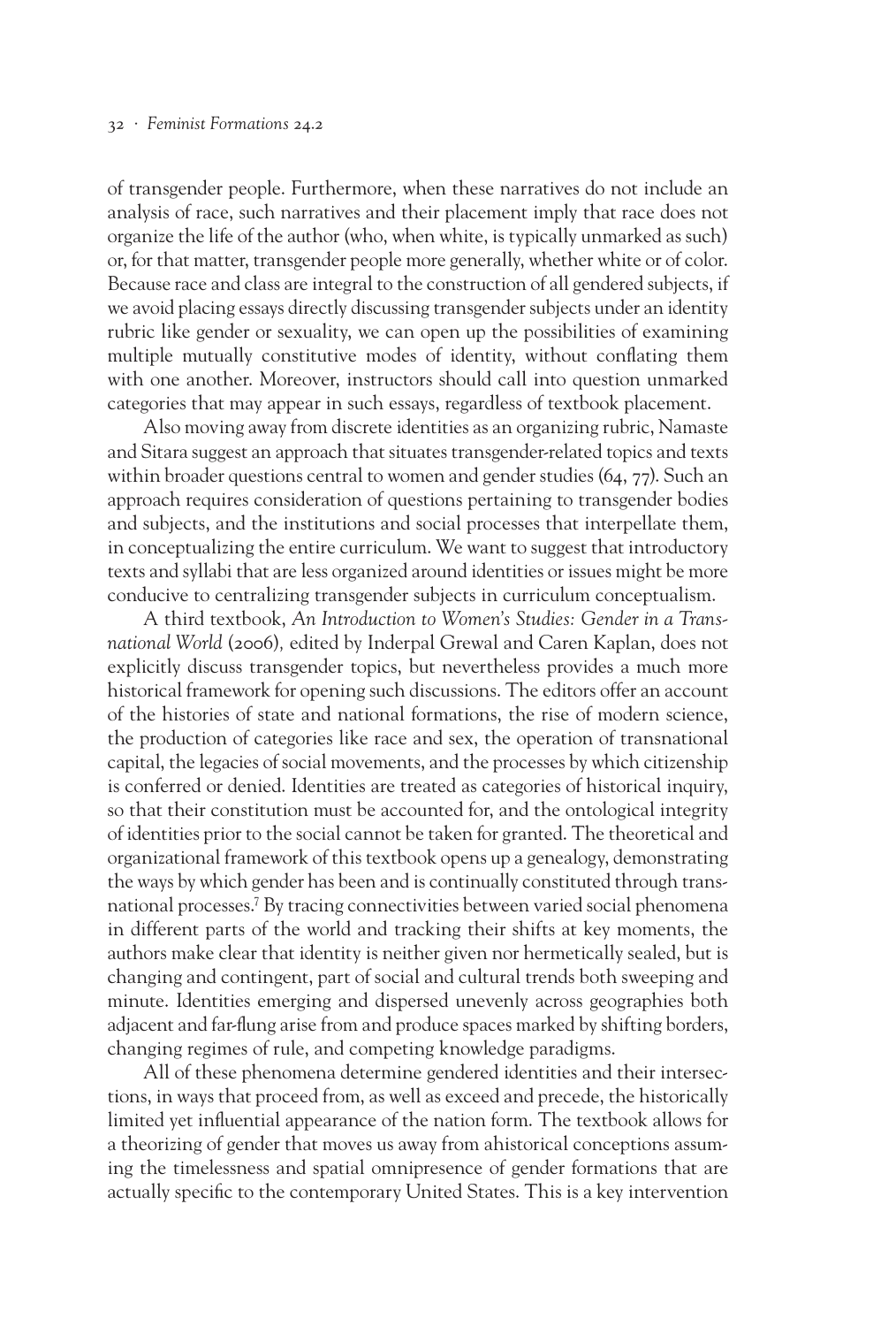of transgender people. Furthermore, when these narratives do not include an analysis of race, such narratives and their placement imply that race does not organize the life of the author (who, when white, is typically unmarked as such) or, for that matter, transgender people more generally, whether white or of color. Because race and class are integral to the construction of all gendered subjects, if we avoid placing essays directly discussing transgender subjects under an identity rubric like gender or sexuality, we can open up the possibilities of examining multiple mutually constitutive modes of identity, without conflating them with one another. Moreover, instructors should call into question unmarked categories that may appear in such essays, regardless of textbook placement.

Also moving away from discrete identities as an organizing rubric, Namaste and Sitara suggest an approach that situates transgender-related topics and texts within broader questions central to women and gender studies (64, 77). Such an approach requires consideration of questions pertaining to transgender bodies and subjects, and the institutions and social processes that interpellate them, in conceptualizing the entire curriculum. We want to suggest that introductory texts and syllabi that are less organized around identities or issues might be more conducive to centralizing transgender subjects in curriculum conceptualism.

A third textbook, *An Introduction to Women's Studies: Gender in a Transnational World* (2006), edited by Inderpal Grewal and Caren Kaplan, does not explicitly discuss transgender topics, but nevertheless provides a much more historical framework for opening such discussions. The editors offer an account of the histories of state and national formations, the rise of modern science, the production of categories like race and sex, the operation of transnational capital, the legacies of social movements, and the processes by which citizenship is conferred or denied. Identities are treated as categories of historical inquiry, so that their constitution must be accounted for, and the ontological integrity of identities prior to the social cannot be taken for granted. The theoretical and organizational framework of this textbook opens up a genealogy, demonstrating the ways by which gender has been and is continually constituted through transnational processes.[7] By tracing connectivities between varied social phenomena in different parts of the world and tracking their shifts at key moments, the authors make clear that identity is neither given nor hermetically sealed, but is changing and contingent, part of social and cultural trends both sweeping and minute. Identities emerging and dispersed unevenly across geographies both adjacent and far-flung arise from and produce spaces marked by shifting borders, changing regimes of rule, and competing knowledge paradigms.

All of these phenomena determine gendered identities and their intersections, in ways that proceed from, as well as exceed and precede, the historically limited yet influential appearance of the nation form. The textbook allows for a theorizing of gender that moves us away from ahistorical conceptions assuming the timelessness and spatial omnipresence of gender formations that are actually specific to the contemporary United States. This is a key intervention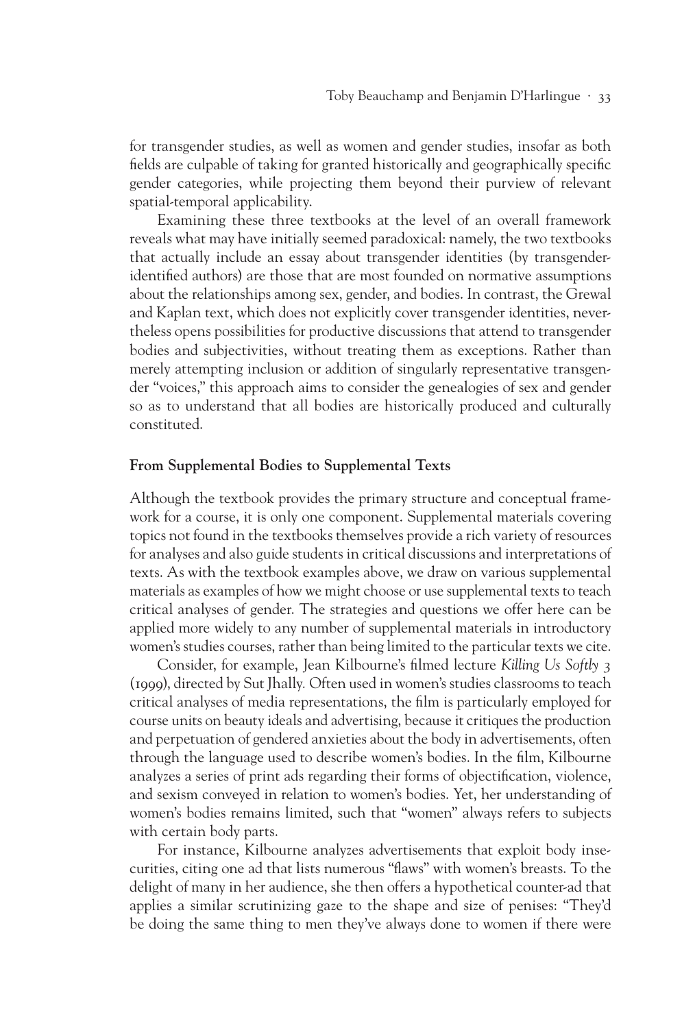for transgender studies, as well as women and gender studies, insofar as both fields are culpable of taking for granted historically and geographically specific gender categories, while projecting them beyond their purview of relevant spatial-temporal applicability.

Examining these three textbooks at the level of an overall framework reveals what may have initially seemed paradoxical: namely, the two textbooks that actually include an essay about transgender identities (by transgender-identified authors) are those that are most founded on normative assumptions about the relationships among sex, gender, and bodies. In contrast, the Grewal and Kaplan text, which does not explicitly cover transgender identities, nevertheless opens possibilities for productive discussions that attend to transgender bodies and subjectivities, without treating them as exceptions. Rather than merely attempting inclusion or addition of singularly representative transgender "voices," this approach aims to consider the genealogies of sex and gender so as to understand that all bodies are historically produced and culturally constituted.

### From Supplemental Bodies to Supplemental Texts

Although the textbook provides the primary structure and conceptual framework for a course, it is only one component. Supplemental materials covering topics not found in the textbooks themselves provide a rich variety of resources for analyses and also guide students in critical discussions and interpretations of texts. As with the textbook examples above, we draw on various supplemental materials as examples of how we might choose or use supplemental texts to teach critical analyses of gender. The strategies and questions we offer here can be applied more widely to any number of supplemental materials in introductory women's studies courses, rather than being limited to the particular texts we cite.

Consider, for example, Jean Kilbourne's filmed lecture *Killing Us Softly 3* (1999), directed by Sut Jhally. Often used in women's studies classrooms to teach critical analyses of media representations, the film is particularly employed for course units on beauty ideals and advertising, because it critiques the production and perpetuation of gendered anxieties about the body in advertisements, often through the language used to describe women's bodies. In the film, Kilbourne analyzes a series of print ads regarding their forms of objectification, violence, and sexism conveyed in relation to women's bodies. Yet, her understanding of women's bodies remains limited, such that "women" always refers to subjects with certain body parts.

For instance, Kilbourne analyzes advertisements that exploit body insecurities, citing one ad that lists numerous "flaws" with women's breasts. To the delight of many in her audience, she then offers a hypothetical counter-ad that applies a similar scrutinizing gaze to the shape and size of penises: "They'd be doing the same thing to men they've always done to women if there were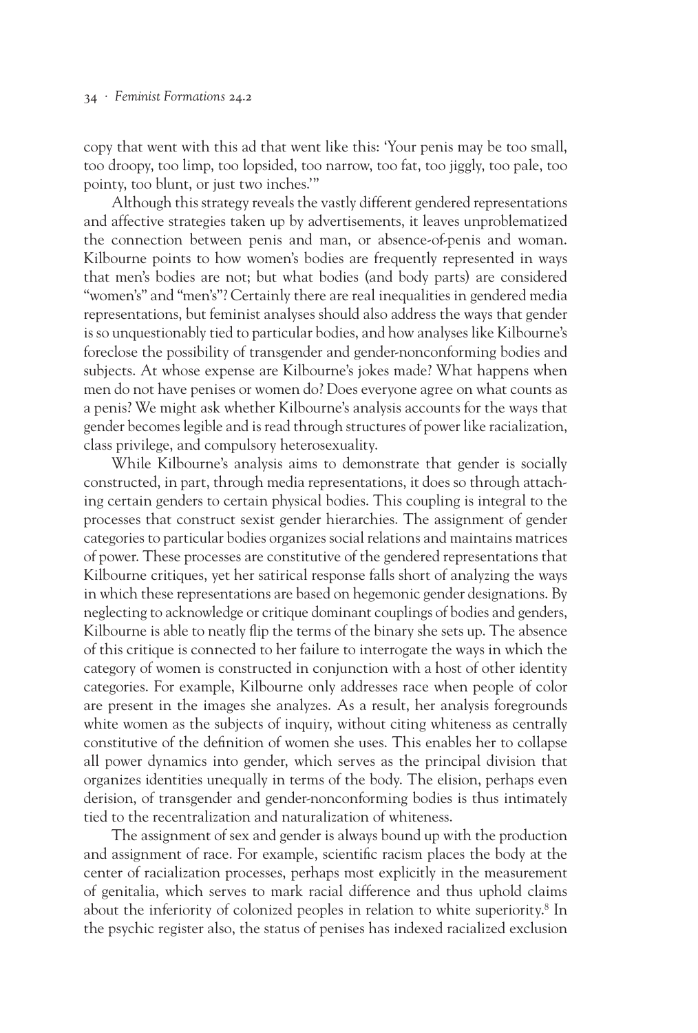copy that went with this ad that went like this: 'Your penis may be too small, too droopy, too limp, too lopsided, too narrow, too fat, too jiggly, too pale, too pointy, too blunt, or just two inches.'"

Although this strategy reveals the vastly different gendered representations and affective strategies taken up by advertisements, it leaves unproblematized the connection between penis and man, or absence-of-penis and woman. Kilbourne points to how women's bodies are frequently represented in ways that men's bodies are not; but what bodies (and body parts) are considered "women's" and "men's"? Certainly there are real inequalities in gendered media representations, but feminist analyses should also address the ways that gender is so unquestionably tied to particular bodies, and how analyses like Kilbourne's foreclose the possibility of transgender and gender-nonconforming bodies and subjects. At whose expense are Kilbourne's jokes made? What happens when men do not have penises or women do? Does everyone agree on what counts as a penis? We might ask whether Kilbourne's analysis accounts for the ways that gender becomes legible and is read through structures of power like racialization, class privilege, and compulsory heterosexuality.

While Kilbourne's analysis aims to demonstrate that gender is socially constructed, in part, through media representations, it does so through attaching certain genders to certain physical bodies. This coupling is integral to the processes that construct sexist gender hierarchies. The assignment of gender categories to particular bodies organizes social relations and maintains matrices of power. These processes are constitutive of the gendered representations that Kilbourne critiques, yet her satirical response falls short of analyzing the ways in which these representations are based on hegemonic gender designations. By neglecting to acknowledge or critique dominant couplings of bodies and genders, Kilbourne is able to neatly flip the terms of the binary she sets up. The absence of this critique is connected to her failure to interrogate the ways in which the category of women is constructed in conjunction with a host of other identity categories. For example, Kilbourne only addresses race when people of color are present in the images she analyzes. As a result, her analysis foregrounds white women as the subjects of inquiry, without citing whiteness as centrally constitutive of the definition of women she uses. This enables her to collapse all power dynamics into gender, which serves as the principal division that organizes identities unequally in terms of the body. The elision, perhaps even derision, of transgender and gender-nonconforming bodies is thus intimately tied to the recentralization and naturalization of whiteness.

The assignment of sex and gender is always bound up with the production and assignment of race. For example, scientific racism places the body at the center of racialization processes, perhaps most explicitly in the measurement of genitalia, which serves to mark racial difference and thus uphold claims about the inferiority of colonized peoples in relation to white superiority.[8] In the psychic register also, the status of penises has indexed racialized exclusion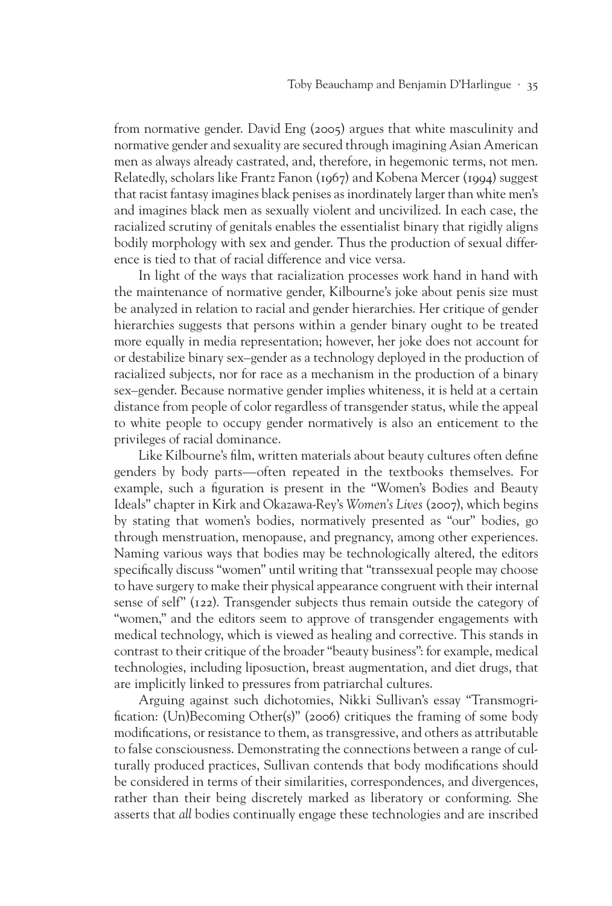from normative gender. David Eng (2005) argues that white masculinity and normative gender and sexuality are secured through imagining Asian American men as always already castrated, and, therefore, in hegemonic terms, not men. Relatedly, scholars like Frantz Fanon (1967) and Kobena Mercer (1994) suggest that racist fantasy imagines black penises as inordinately larger than white men's and imagines black men as sexually violent and uncivilized. In each case, the racialized scrutiny of genitals enables the essentialist binary that rigidly aligns bodily morphology with sex and gender. Thus the production of sexual difference is tied to that of racial difference and vice versa.

In light of the ways that racialization processes work hand in hand with the maintenance of normative gender, Kilbourne's joke about penis size must be analyzed in relation to racial and gender hierarchies. Her critique of gender hierarchies suggests that persons within a gender binary ought to be treated more equally in media representation; however, her joke does not account for or destabilize binary sex–gender as a technology deployed in the production of racialized subjects, nor for race as a mechanism in the production of a binary sex–gender. Because normative gender implies whiteness, it is held at a certain distance from people of color regardless of transgender status, while the appeal to white people to occupy gender normatively is also an enticement to the privileges of racial dominance.

Like Kilbourne's film, written materials about beauty cultures often define genders by body parts—often repeated in the textbooks themselves. For example, such a figuration is present in the "Women's Bodies and Beauty Ideals" chapter in Kirk and Okazawa-Rey's *Women's Lives* (2007), which begins by stating that women's bodies, normatively presented as "our" bodies, go through menstruation, menopause, and pregnancy, among other experiences. Naming various ways that bodies may be technologically altered, the editors specifically discuss "women" until writing that "transsexual people may choose to have surgery to make their physical appearance congruent with their internal sense of self" (122). Transgender subjects thus remain outside the category of "women," and the editors seem to approve of transgender engagements with medical technology, which is viewed as healing and corrective. This stands in contrast to their critique of the broader "beauty business": for example, medical technologies, including liposuction, breast augmentation, and diet drugs, that are implicitly linked to pressures from patriarchal cultures.

Arguing against such dichotomies, Nikki Sullivan's essay "Transmogrification: (Un)Becoming Other(s)" (2006) critiques the framing of some body modifications, or resistance to them, as transgressive, and others as attributable to false consciousness. Demonstrating the connections between a range of culturally produced practices, Sullivan contends that body modifications should be considered in terms of their similarities, correspondences, and divergences, rather than their being discretely marked as liberatory or conforming. She asserts that *all* bodies continually engage these technologies and are inscribed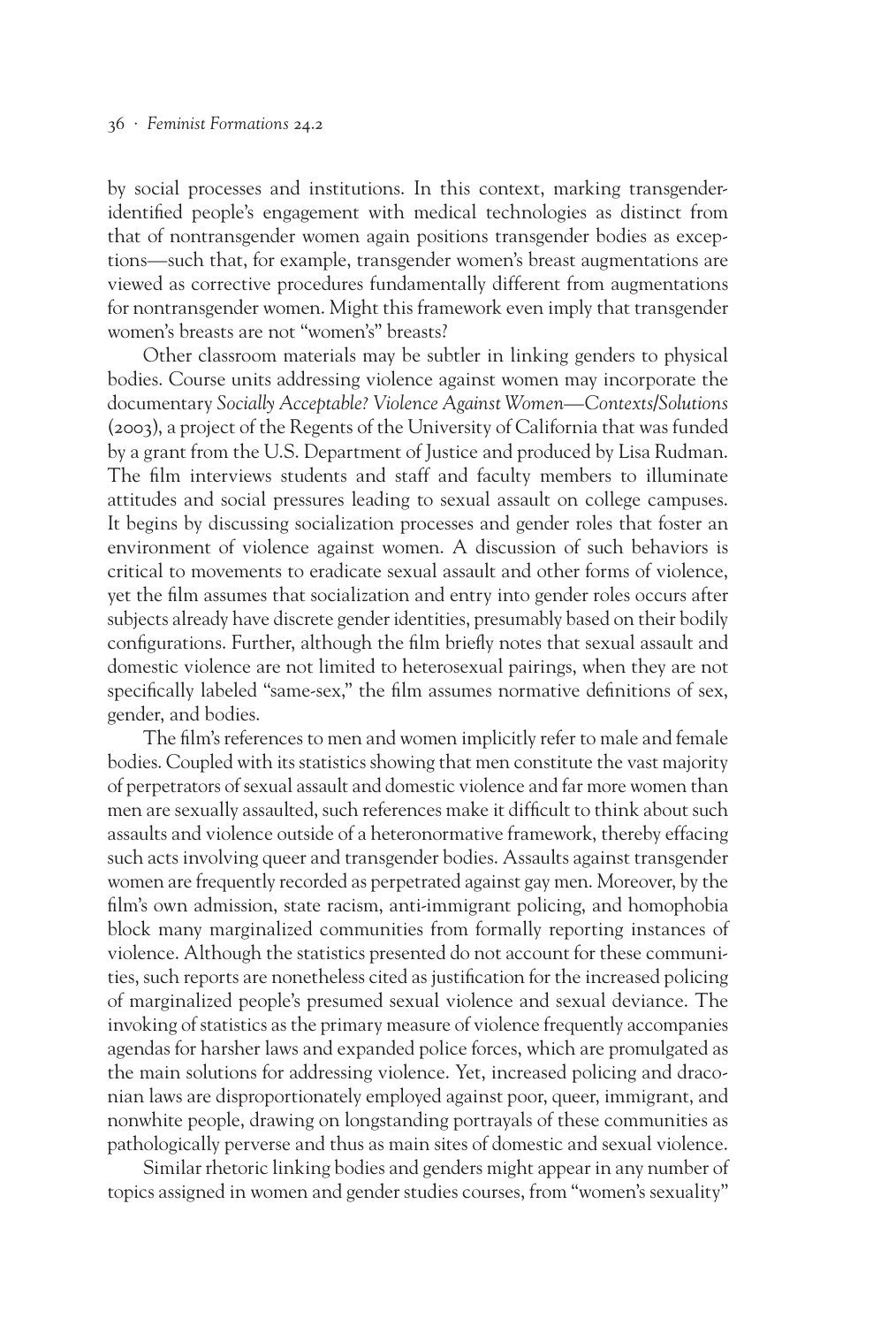by social processes and institutions. In this context, marking transgender-identified people's engagement with medical technologies as distinct from that of nontransgender women again positions transgender bodies as exceptions—such that, for example, transgender women's breast augmentations are viewed as corrective procedures fundamentally different from augmentations for nontransgender women. Might this framework even imply that transgender women's breasts are not "women's" breasts?

Other classroom materials may be subtler in linking genders to physical bodies. Course units addressing violence against women may incorporate the documentary *Socially Acceptable? Violence Against Women—Contexts/Solutions* (2003), a project of the Regents of the University of California that was funded by a grant from the U.S. Department of Justice and produced by Lisa Rudman. The film interviews students and staff and faculty members to illuminate attitudes and social pressures leading to sexual assault on college campuses. It begins by discussing socialization processes and gender roles that foster an environment of violence against women. A discussion of such behaviors is critical to movements to eradicate sexual assault and other forms of violence, yet the film assumes that socialization and entry into gender roles occurs after subjects already have discrete gender identities, presumably based on their bodily configurations. Further, although the film briefly notes that sexual assault and domestic violence are not limited to heterosexual pairings, when they are not specifically labeled "same-sex," the film assumes normative definitions of sex, gender, and bodies.

The film's references to men and women implicitly refer to male and female bodies. Coupled with its statistics showing that men constitute the vast majority of perpetrators of sexual assault and domestic violence and far more women than men are sexually assaulted, such references make it difficult to think about such assaults and violence outside of a heteronormative framework, thereby effacing such acts involving queer and transgender bodies. Assaults against transgender women are frequently recorded as perpetrated against gay men. Moreover, by the film's own admission, state racism, anti-immigrant policing, and homophobia block many marginalized communities from formally reporting instances of violence. Although the statistics presented do not account for these communities, such reports are nonetheless cited as justification for the increased policing of marginalized people's presumed sexual violence and sexual deviance. The invoking of statistics as the primary measure of violence frequently accompanies agendas for harsher laws and expanded police forces, which are promulgated as the main solutions for addressing violence. Yet, increased policing and draconian laws are disproportionately employed against poor, queer, immigrant, and nonwhite people, drawing on longstanding portrayals of these communities as pathologically perverse and thus as main sites of domestic and sexual violence.

Similar rhetoric linking bodies and genders might appear in any number of topics assigned in women and gender studies courses, from "women's sexuality"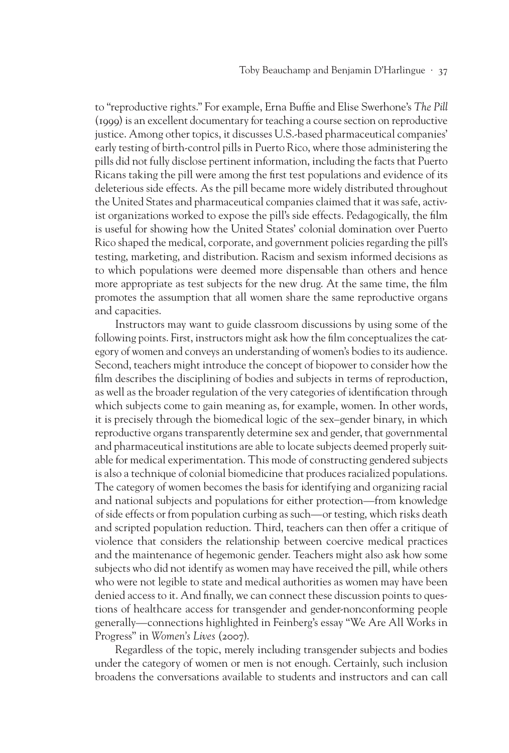to "reproductive rights." For example, Erna Buffie and Elise Swerhone's *The Pill* (1999) is an excellent documentary for teaching a course section on reproductive justice. Among other topics, it discusses U.S.-based pharmaceutical companies' early testing of birth-control pills in Puerto Rico, where those administering the pills did not fully disclose pertinent information, including the facts that Puerto Ricans taking the pill were among the first test populations and evidence of its deleterious side effects. As the pill became more widely distributed throughout the United States and pharmaceutical companies claimed that it was safe, activist organizations worked to expose the pill's side effects. Pedagogically, the film is useful for showing how the United States' colonial domination over Puerto Rico shaped the medical, corporate, and government policies regarding the pill's testing, marketing, and distribution. Racism and sexism informed decisions as to which populations were deemed more dispensable than others and hence more appropriate as test subjects for the new drug. At the same time, the film promotes the assumption that all women share the same reproductive organs and capacities.

Instructors may want to guide classroom discussions by using some of the following points. First, instructors might ask how the film conceptualizes the category of women and conveys an understanding of women's bodies to its audience. Second, teachers might introduce the concept of biopower to consider how the film describes the disciplining of bodies and subjects in terms of reproduction, as well as the broader regulation of the very categories of identification through which subjects come to gain meaning as, for example, women. In other words, it is precisely through the biomedical logic of the sex–gender binary, in which reproductive organs transparently determine sex and gender, that governmental and pharmaceutical institutions are able to locate subjects deemed properly suitable for medical experimentation. This mode of constructing gendered subjects is also a technique of colonial biomedicine that produces racialized populations. The category of women becomes the basis for identifying and organizing racial and national subjects and populations for either protection—from knowledge of side effects or from population curbing as such—or testing, which risks death and scripted population reduction. Third, teachers can then offer a critique of violence that considers the relationship between coercive medical practices and the maintenance of hegemonic gender. Teachers might also ask how some subjects who did not identify as women may have received the pill, while others who were not legible to state and medical authorities as women may have been denied access to it. And finally, we can connect these discussion points to questions of healthcare access for transgender and gender-nonconforming people generally—connections highlighted in Feinberg's essay "We Are All Works in Progress" in *Women's Lives* (2007).

Regardless of the topic, merely including transgender subjects and bodies under the category of women or men is not enough. Certainly, such inclusion broadens the conversations available to students and instructors and can call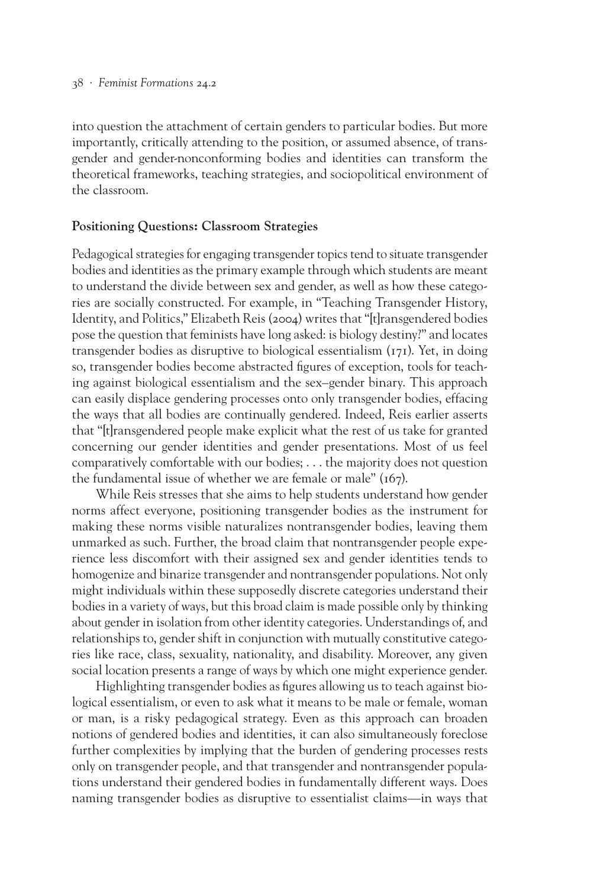into question the attachment of certain genders to particular bodies. But more importantly, critically attending to the position, or assumed absence, of transgender and gender-nonconforming bodies and identities can transform the theoretical frameworks, teaching strategies, and sociopolitical environment of the classroom.

## Positioning Questions: Classroom Strategies

Pedagogical strategies for engaging transgender topics tend to situate transgender bodies and identities as the primary example through which students are meant to understand the divide between sex and gender, as well as how these categories are socially constructed. For example, in "Teaching Transgender History, Identity, and Politics," Elizabeth Reis (2004) writes that "[t]ransgendered bodies pose the question that feminists have long asked: is biology destiny?" and locates transgender bodies as disruptive to biological essentialism (171). Yet, in doing so, transgender bodies become abstracted figures of exception, tools for teaching against biological essentialism and the sex–gender binary. This approach can easily displace gendering processes onto only transgender bodies, effacing the ways that all bodies are continually gendered. Indeed, Reis earlier asserts that "[t]ransgendered people make explicit what the rest of us take for granted concerning our gender identities and gender presentations. Most of us feel comparatively comfortable with our bodies; . . . the majority does not question the fundamental issue of whether we are female or male" (167).

While Reis stresses that she aims to help students understand how gender norms affect everyone, positioning transgender bodies as the instrument for making these norms visible naturalizes nontransgender bodies, leaving them unmarked as such. Further, the broad claim that nontransgender people experience less discomfort with their assigned sex and gender identities tends to homogenize and binarize transgender and nontransgender populations. Not only might individuals within these supposedly discrete categories understand their bodies in a variety of ways, but this broad claim is made possible only by thinking about gender in isolation from other identity categories. Understandings of, and relationships to, gender shift in conjunction with mutually constitutive categories like race, class, sexuality, nationality, and disability. Moreover, any given social location presents a range of ways by which one might experience gender.

Highlighting transgender bodies as figures allowing us to teach against biological essentialism, or even to ask what it means to be male or female, woman or man, is a risky pedagogical strategy. Even as this approach can broaden notions of gendered bodies and identities, it can also simultaneously foreclose further complexities by implying that the burden of gendering processes rests only on transgender people, and that transgender and nontransgender populations understand their gendered bodies in fundamentally different ways. Does naming transgender bodies as disruptive to essentialist claims—in ways that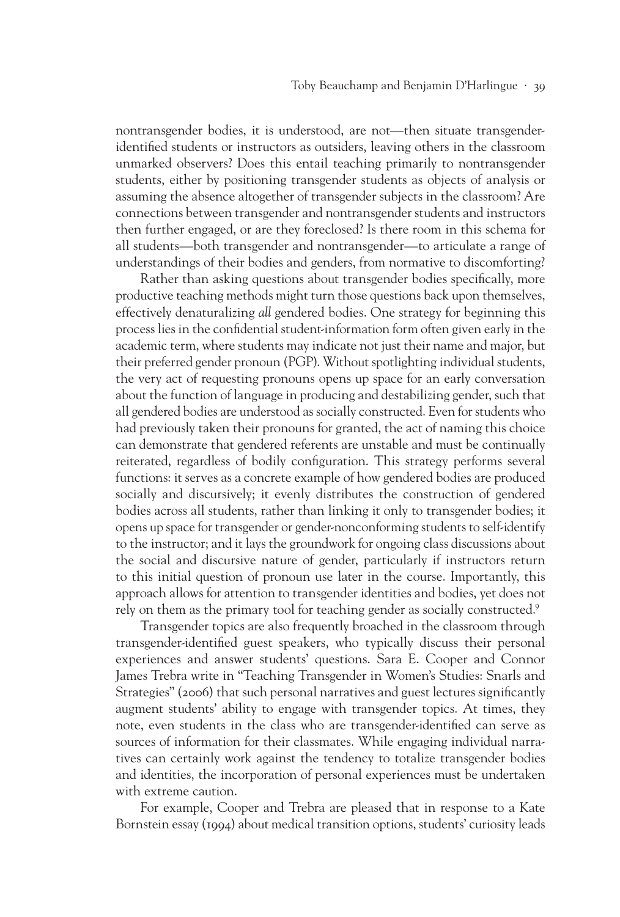nontransgender bodies, it is understood, are not—then situate transgender-identified students or instructors as outsiders, leaving others in the classroom unmarked observers? Does this entail teaching primarily to nontransgender students, either by positioning transgender students as objects of analysis or assuming the absence altogether of transgender subjects in the classroom? Are connections between transgender and nontransgender students and instructors then further engaged, or are they foreclosed? Is there room in this schema for all students—both transgender and nontransgender—to articulate a range of understandings of their bodies and genders, from normative to discomforting?

Rather than asking questions about transgender bodies specifically, more productive teaching methods might turn those questions back upon themselves, effectively denaturalizing *all* gendered bodies. One strategy for beginning this process lies in the confidential student-information form often given early in the academic term, where students may indicate not just their name and major, but their preferred gender pronoun (PGP). Without spotlighting individual students, the very act of requesting pronouns opens up space for an early conversation about the function of language in producing and destabilizing gender, such that all gendered bodies are understood as socially constructed. Even for students who had previously taken their pronouns for granted, the act of naming this choice can demonstrate that gendered referents are unstable and must be continually reiterated, regardless of bodily configuration. This strategy performs several functions: it serves as a concrete example of how gendered bodies are produced socially and discursively; it evenly distributes the construction of gendered bodies across all students, rather than linking it only to transgender bodies; it opens up space for transgender or gender-nonconforming students to self-identify to the instructor; and it lays the groundwork for ongoing class discussions about the social and discursive nature of gender, particularly if instructors return to this initial question of pronoun use later in the course. Importantly, this approach allows for attention to transgender identities and bodies, yet does not rely on them as the primary tool for teaching gender as socially constructed.[9]

Transgender topics are also frequently broached in the classroom through transgender-identified guest speakers, who typically discuss their personal experiences and answer students' questions. Sara E. Cooper and Connor James Trebra write in "Teaching Transgender in Women's Studies: Snarls and Strategies" (2006) that such personal narratives and guest lectures significantly augment students' ability to engage with transgender topics. At times, they note, even students in the class who are transgender-identified can serve as sources of information for their classmates. While engaging individual narratives can certainly work against the tendency to totalize transgender bodies and identities, the incorporation of personal experiences must be undertaken with extreme caution.

For example, Cooper and Trebra are pleased that in response to a Kate Bornstein essay (1994) about medical transition options, students' curiosity leads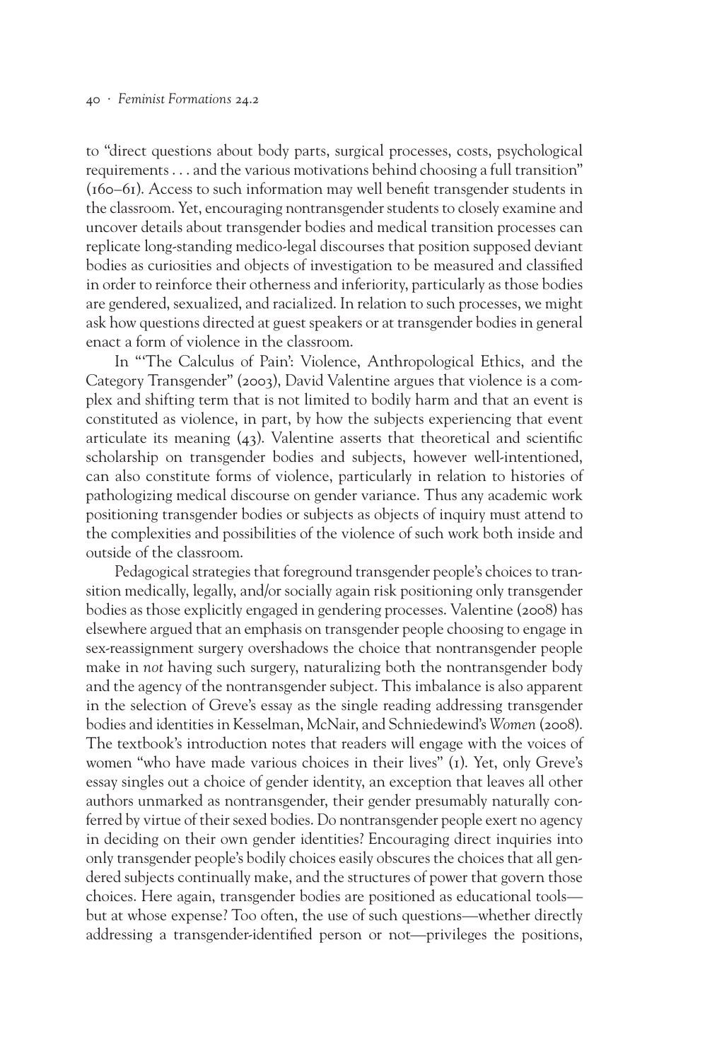to "direct questions about body parts, surgical processes, costs, psychological requirements . . . and the various motivations behind choosing a full transition" (160–61). Access to such information may well benefit transgender students in the classroom. Yet, encouraging nontransgender students to closely examine and uncover details about transgender bodies and medical transition processes can replicate long-standing medico-legal discourses that position supposed deviant bodies as curiosities and objects of investigation to be measured and classified in order to reinforce their otherness and inferiority, particularly as those bodies are gendered, sexualized, and racialized. In relation to such processes, we might ask how questions directed at guest speakers or at transgender bodies in general enact a form of violence in the classroom.

In "'The Calculus of Pain': Violence, Anthropological Ethics, and the Category Transgender" (2003), David Valentine argues that violence is a complex and shifting term that is not limited to bodily harm and that an event is constituted as violence, in part, by how the subjects experiencing that event articulate its meaning (43). Valentine asserts that theoretical and scientific scholarship on transgender bodies and subjects, however well-intentioned, can also constitute forms of violence, particularly in relation to histories of pathologizing medical discourse on gender variance. Thus any academic work positioning transgender bodies or subjects as objects of inquiry must attend to the complexities and possibilities of the violence of such work both inside and outside of the classroom.

Pedagogical strategies that foreground transgender people's choices to transition medically, legally, and/or socially again risk positioning only transgender bodies as those explicitly engaged in gendering processes. Valentine (2008) has elsewhere argued that an emphasis on transgender people choosing to engage in sex-reassignment surgery overshadows the choice that nontransgender people make in *not* having such surgery, naturalizing both the nontransgender body and the agency of the nontransgender subject. This imbalance is also apparent in the selection of Greve's essay as the single reading addressing transgender bodies and identities in Kesselman, McNair, and Schniedewind's *Women* (2008). The textbook's introduction notes that readers will engage with the voices of women "who have made various choices in their lives" (1). Yet, only Greve's essay singles out a choice of gender identity, an exception that leaves all other authors unmarked as nontransgender, their gender presumably naturally conferred by virtue of their sexed bodies. Do nontransgender people exert no agency in deciding on their own gender identities? Encouraging direct inquiries into only transgender people's bodily choices easily obscures the choices that all gendered subjects continually make, and the structures of power that govern those choices. Here again, transgender bodies are positioned as educational tools—but at whose expense? Too often, the use of such questions—whether directly addressing a transgender-identified person or not—privileges the positions,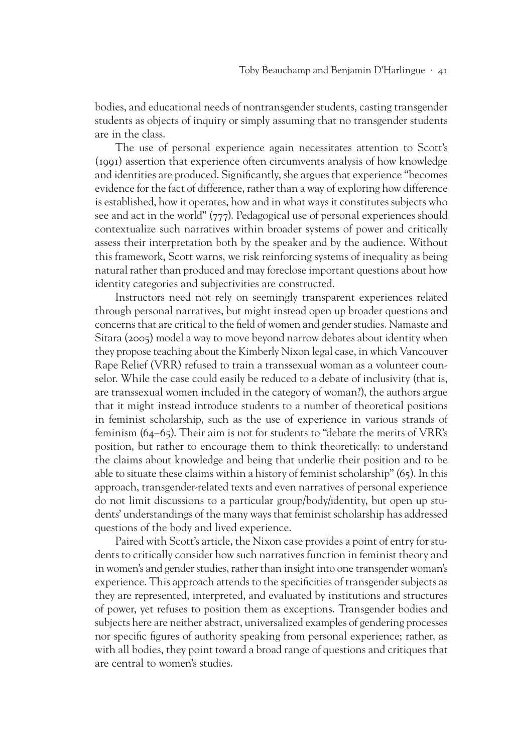bodies, and educational needs of nontransgender students, casting transgender students as objects of inquiry or simply assuming that no transgender students are in the class.

The use of personal experience again necessitates attention to Scott's (1991) assertion that experience often circumvents analysis of how knowledge and identities are produced. Significantly, she argues that experience "becomes evidence for the fact of difference, rather than a way of exploring how difference is established, how it operates, how and in what ways it constitutes subjects who see and act in the world" (777). Pedagogical use of personal experiences should contextualize such narratives within broader systems of power and critically assess their interpretation both by the speaker and by the audience. Without this framework, Scott warns, we risk reinforcing systems of inequality as being natural rather than produced and may foreclose important questions about how identity categories and subjectivities are constructed.

Instructors need not rely on seemingly transparent experiences related through personal narratives, but might instead open up broader questions and concerns that are critical to the field of women and gender studies. Namaste and Sitara (2005) model a way to move beyond narrow debates about identity when they propose teaching about the Kimberly Nixon legal case, in which Vancouver Rape Relief (VRR) refused to train a transsexual woman as a volunteer counselor. While the case could easily be reduced to a debate of inclusivity (that is, are transsexual women included in the category of woman?), the authors argue that it might instead introduce students to a number of theoretical positions in feminist scholarship, such as the use of experience in various strands of feminism (64–65). Their aim is not for students to "debate the merits of VRR's position, but rather to encourage them to think theoretically: to understand the claims about knowledge and being that underlie their position and to be able to situate these claims within a history of feminist scholarship" (65). In this approach, transgender-related texts and even narratives of personal experience do not limit discussions to a particular group/body/identity, but open up students' understandings of the many ways that feminist scholarship has addressed questions of the body and lived experience.

Paired with Scott's article, the Nixon case provides a point of entry for students to critically consider how such narratives function in feminist theory and in women's and gender studies, rather than insight into one transgender woman's experience. This approach attends to the specificities of transgender subjects as they are represented, interpreted, and evaluated by institutions and structures of power, yet refuses to position them as exceptions. Transgender bodies and subjects here are neither abstract, universalized examples of gendering processes nor specific figures of authority speaking from personal experience; rather, as with all bodies, they point toward a broad range of questions and critiques that are central to women's studies.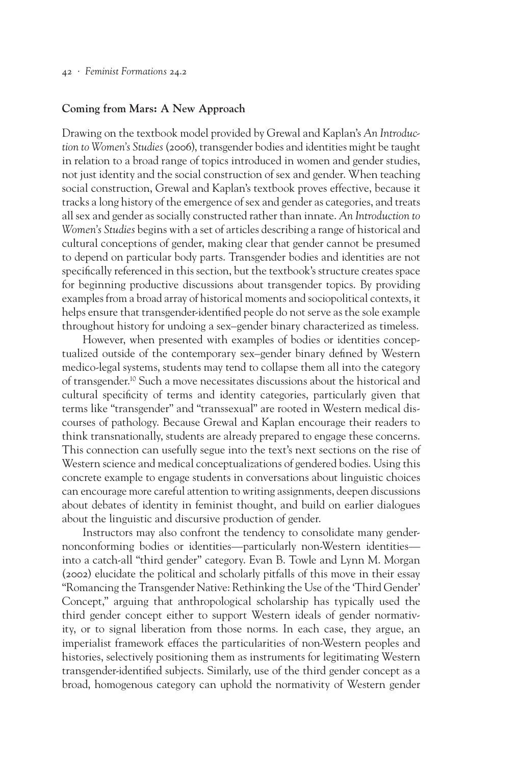## Coming from Mars: A New Approach

Drawing on the textbook model provided by Grewal and Kaplan's *An Introduction to Women's Studies* (2006), transgender bodies and identities might be taught in relation to a broad range of topics introduced in women and gender studies, not just identity and the social construction of sex and gender. When teaching social construction, Grewal and Kaplan's textbook proves effective, because it tracks a long history of the emergence of sex and gender as categories, and treats all sex and gender as socially constructed rather than innate. *An Introduction to Women's Studies* begins with a set of articles describing a range of historical and cultural conceptions of gender, making clear that gender cannot be presumed to depend on particular body parts. Transgender bodies and identities are not specifically referenced in this section, but the textbook's structure creates space for beginning productive discussions about transgender topics. By providing examples from a broad array of historical moments and sociopolitical contexts, it helps ensure that transgender-identified people do not serve as the sole example throughout history for undoing a sex–gender binary characterized as timeless.

However, when presented with examples of bodies or identities conceptualized outside of the contemporary sex–gender binary defined by Western medico-legal systems, students may tend to collapse them all into the category of transgender.[10] Such a move necessitates discussions about the historical and cultural specificity of terms and identity categories, particularly given that terms like "transgender" and "transsexual" are rooted in Western medical discourses of pathology. Because Grewal and Kaplan encourage their readers to think transnationally, students are already prepared to engage these concerns. This connection can usefully segue into the text's next sections on the rise of Western science and medical conceptualizations of gendered bodies. Using this concrete example to engage students in conversations about linguistic choices can encourage more careful attention to writing assignments, deepen discussions about debates of identity in feminist thought, and build on earlier dialogues about the linguistic and discursive production of gender.

Instructors may also confront the tendency to consolidate many gender-nonconforming bodies or identities—particularly non-Western identities—into a catch-all "third gender" category. Evan B. Towle and Lynn M. Morgan (2002) elucidate the political and scholarly pitfalls of this move in their essay "Romancing the Transgender Native: Rethinking the Use of the 'Third Gender' Concept," arguing that anthropological scholarship has typically used the third gender concept either to support Western ideals of gender normativity, or to signal liberation from those norms. In each case, they argue, an imperialist framework effaces the particularities of non-Western peoples and histories, selectively positioning them as instruments for legitimating Western transgender-identified subjects. Similarly, use of the third gender concept as a broad, homogenous category can uphold the normativity of Western gender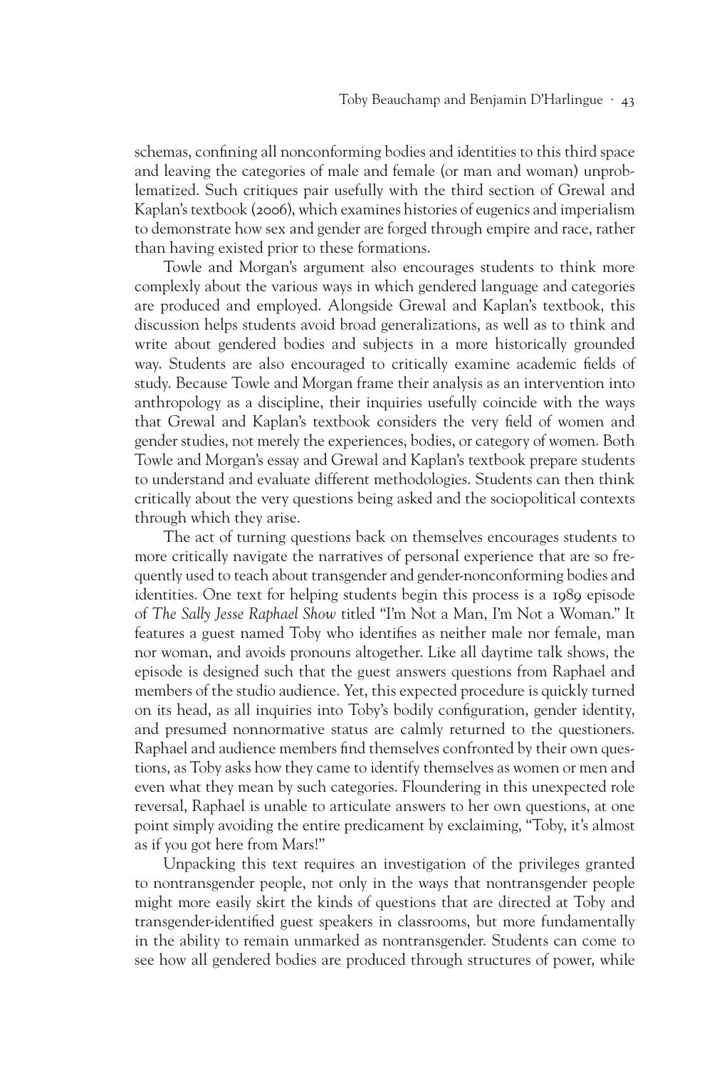schemas, confining all nonconforming bodies and identities to this third space and leaving the categories of male and female (or man and woman) unproblematized. Such critiques pair usefully with the third section of Grewal and Kaplan's textbook (2006), which examines histories of eugenics and imperialism to demonstrate how sex and gender are forged through empire and race, rather than having existed prior to these formations.

Towle and Morgan's argument also encourages students to think more complexly about the various ways in which gendered language and categories are produced and employed. Alongside Grewal and Kaplan's textbook, this discussion helps students avoid broad generalizations, as well as to think and write about gendered bodies and subjects in a more historically grounded way. Students are also encouraged to critically examine academic fields of study. Because Towle and Morgan frame their analysis as an intervention into anthropology as a discipline, their inquiries usefully coincide with the ways that Grewal and Kaplan's textbook considers the very field of women and gender studies, not merely the experiences, bodies, or category of women. Both Towle and Morgan's essay and Grewal and Kaplan's textbook prepare students to understand and evaluate different methodologies. Students can then think critically about the very questions being asked and the sociopolitical contexts through which they arise.

The act of turning questions back on themselves encourages students to more critically navigate the narratives of personal experience that are so frequently used to teach about transgender and gender-nonconforming bodies and identities. One text for helping students begin this process is a 1989 episode of *The Sally Jesse Raphael Show* titled "I'm Not a Man, I'm Not a Woman." It features a guest named Toby who identifies as neither male nor female, man nor woman, and avoids pronouns altogether. Like all daytime talk shows, the episode is designed such that the guest answers questions from Raphael and members of the studio audience. Yet, this expected procedure is quickly turned on its head, as all inquiries into Toby's bodily configuration, gender identity, and presumed nonnormative status are calmly returned to the questioners. Raphael and audience members find themselves confronted by their own questions, as Toby asks how they came to identify themselves as women or men and even what they mean by such categories. Floundering in this unexpected role reversal, Raphael is unable to articulate answers to her own questions, at one point simply avoiding the entire predicament by exclaiming, "Toby, it's almost as if you got here from Mars!"

Unpacking this text requires an investigation of the privileges granted to nontransgender people, not only in the ways that nontransgender people might more easily skirt the kinds of questions that are directed at Toby and transgender-identified guest speakers in classrooms, but more fundamentally in the ability to remain unmarked as nontransgender. Students can come to see how all gendered bodies are produced through structures of power, while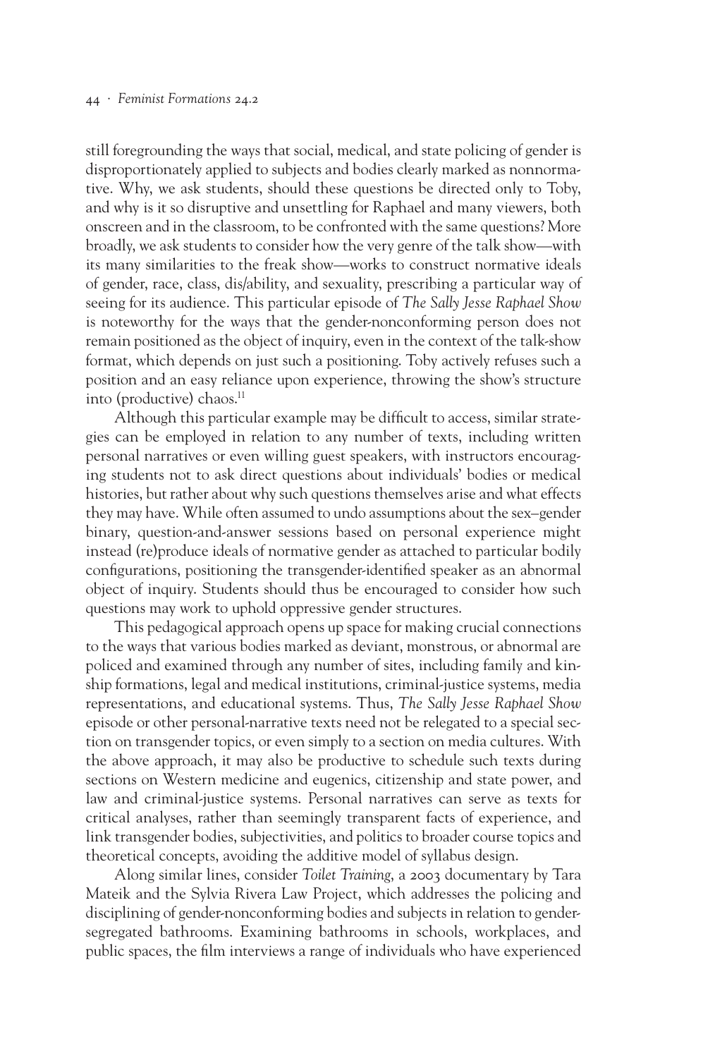still foregrounding the ways that social, medical, and state policing of gender is disproportionately applied to subjects and bodies clearly marked as nonnormative. Why, we ask students, should these questions be directed only to Toby, and why is it so disruptive and unsettling for Raphael and many viewers, both onscreen and in the classroom, to be confronted with the same questions? More broadly, we ask students to consider how the very genre of the talk show—with its many similarities to the freak show—works to construct normative ideals of gender, race, class, dis/ability, and sexuality, prescribing a particular way of seeing for its audience. This particular episode of *The Sally Jesse Raphael Show* is noteworthy for the ways that the gender-nonconforming person does not remain positioned as the object of inquiry, even in the context of the talk-show format, which depends on just such a positioning. Toby actively refuses such a position and an easy reliance upon experience, throwing the show's structure into (productive) chaos.[11]

Although this particular example may be difficult to access, similar strategies can be employed in relation to any number of texts, including written personal narratives or even willing guest speakers, with instructors encouraging students not to ask direct questions about individuals' bodies or medical histories, but rather about why such questions themselves arise and what effects they may have. While often assumed to undo assumptions about the sex–gender binary, question-and-answer sessions based on personal experience might instead (re)produce ideals of normative gender as attached to particular bodily configurations, positioning the transgender-identified speaker as an abnormal object of inquiry. Students should thus be encouraged to consider how such questions may work to uphold oppressive gender structures.

This pedagogical approach opens up space for making crucial connections to the ways that various bodies marked as deviant, monstrous, or abnormal are policed and examined through any number of sites, including family and kinship formations, legal and medical institutions, criminal-justice systems, media representations, and educational systems. Thus, *The Sally Jesse Raphael Show* episode or other personal-narrative texts need not be relegated to a special section on transgender topics, or even simply to a section on media cultures. With the above approach, it may also be productive to schedule such texts during sections on Western medicine and eugenics, citizenship and state power, and law and criminal-justice systems. Personal narratives can serve as texts for critical analyses, rather than seemingly transparent facts of experience, and link transgender bodies, subjectivities, and politics to broader course topics and theoretical concepts, avoiding the additive model of syllabus design.

Along similar lines, consider *Toilet Training*, a 2003 documentary by Tara Mateik and the Sylvia Rivera Law Project, which addresses the policing and disciplining of gender-nonconforming bodies and subjects in relation to gender-segregated bathrooms. Examining bathrooms in schools, workplaces, and public spaces, the film interviews a range of individuals who have experienced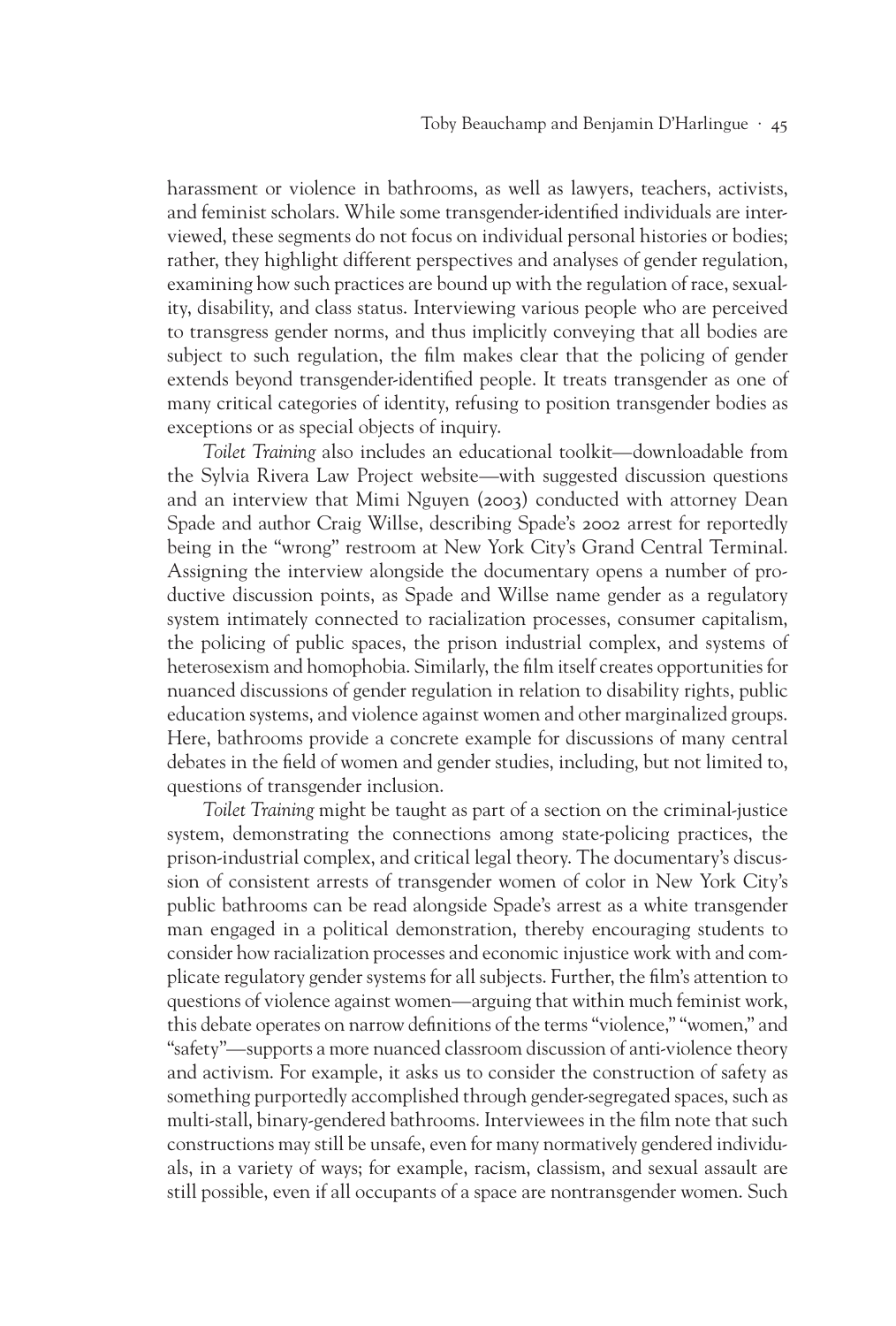harassment or violence in bathrooms, as well as lawyers, teachers, activists, and feminist scholars. While some transgender-identified individuals are interviewed, these segments do not focus on individual personal histories or bodies; rather, they highlight different perspectives and analyses of gender regulation, examining how such practices are bound up with the regulation of race, sexuality, disability, and class status. Interviewing various people who are perceived to transgress gender norms, and thus implicitly conveying that all bodies are subject to such regulation, the film makes clear that the policing of gender extends beyond transgender-identified people. It treats transgender as one of many critical categories of identity, refusing to position transgender bodies as exceptions or as special objects of inquiry.

*Toilet Training* also includes an educational toolkit—downloadable from the Sylvia Rivera Law Project website—with suggested discussion questions and an interview that Mimi Nguyen (2003) conducted with attorney Dean Spade and author Craig Willse, describing Spade's 2002 arrest for reportedly being in the "wrong" restroom at New York City's Grand Central Terminal. Assigning the interview alongside the documentary opens a number of productive discussion points, as Spade and Willse name gender as a regulatory system intimately connected to racialization processes, consumer capitalism, the policing of public spaces, the prison industrial complex, and systems of heterosexism and homophobia. Similarly, the film itself creates opportunities for nuanced discussions of gender regulation in relation to disability rights, public education systems, and violence against women and other marginalized groups. Here, bathrooms provide a concrete example for discussions of many central debates in the field of women and gender studies, including, but not limited to, questions of transgender inclusion.

*Toilet Training* might be taught as part of a section on the criminal-justice system, demonstrating the connections among state-policing practices, the prison-industrial complex, and critical legal theory. The documentary's discussion of consistent arrests of transgender women of color in New York City's public bathrooms can be read alongside Spade's arrest as a white transgender man engaged in a political demonstration, thereby encouraging students to consider how racialization processes and economic injustice work with and complicate regulatory gender systems for all subjects. Further, the film's attention to questions of violence against women—arguing that within much feminist work, this debate operates on narrow definitions of the terms "violence," "women," and "safety"—supports a more nuanced classroom discussion of anti-violence theory and activism. For example, it asks us to consider the construction of safety as something purportedly accomplished through gender-segregated spaces, such as multi-stall, binary-gendered bathrooms. Interviewees in the film note that such constructions may still be unsafe, even for many normatively gendered individuals, in a variety of ways; for example, racism, classism, and sexual assault are still possible, even if all occupants of a space are nontransgender women. Such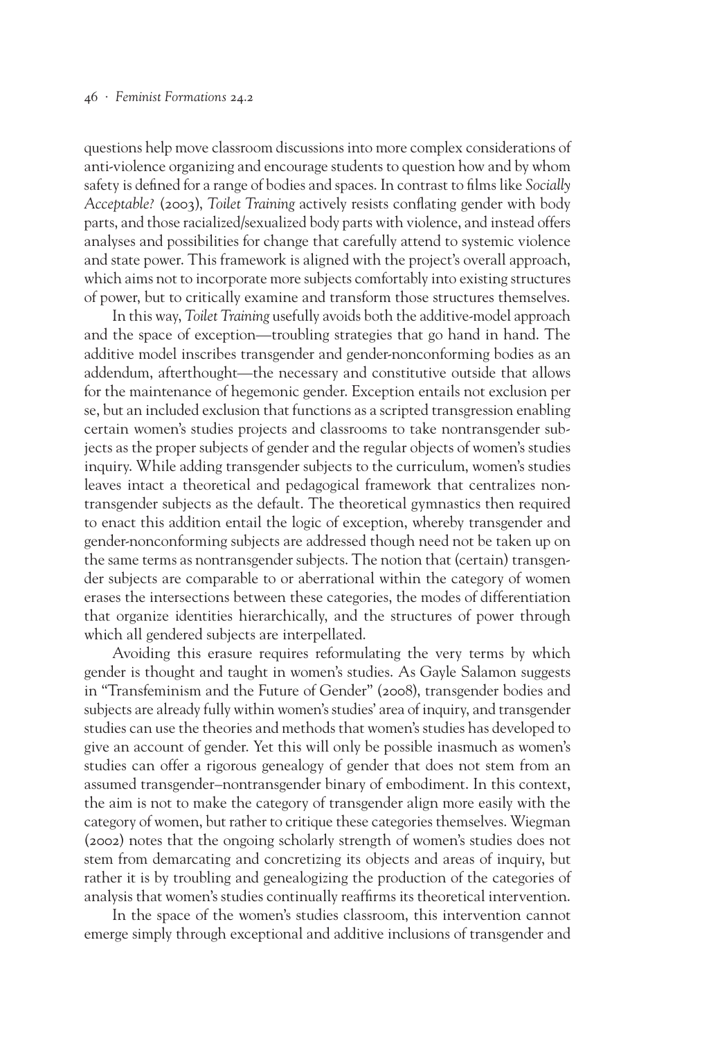questions help move classroom discussions into more complex considerations of anti-violence organizing and encourage students to question how and by whom safety is defined for a range of bodies and spaces. In contrast to films like *Socially Acceptable?* (2003), *Toilet Training* actively resists conflating gender with body parts, and those racialized/sexualized body parts with violence, and instead offers analyses and possibilities for change that carefully attend to systemic violence and state power. This framework is aligned with the project's overall approach, which aims not to incorporate more subjects comfortably into existing structures of power, but to critically examine and transform those structures themselves.

In this way, *Toilet Training* usefully avoids both the additive-model approach and the space of exception—troubling strategies that go hand in hand. The additive model inscribes transgender and gender-nonconforming bodies as an addendum, afterthought—the necessary and constitutive outside that allows for the maintenance of hegemonic gender. Exception entails not exclusion per se, but an included exclusion that functions as a scripted transgression enabling certain women's studies projects and classrooms to take nontransgender subjects as the proper subjects of gender and the regular objects of women's studies inquiry. While adding transgender subjects to the curriculum, women's studies leaves intact a theoretical and pedagogical framework that centralizes nontransgender subjects as the default. The theoretical gymnastics then required to enact this addition entail the logic of exception, whereby transgender and gender-nonconforming subjects are addressed though need not be taken up on the same terms as nontransgender subjects. The notion that (certain) transgender subjects are comparable to or aberrational within the category of women erases the intersections between these categories, the modes of differentiation that organize identities hierarchically, and the structures of power through which all gendered subjects are interpellated.

Avoiding this erasure requires reformulating the very terms by which gender is thought and taught in women's studies. As Gayle Salamon suggests in "Transfeminism and the Future of Gender" (2008), transgender bodies and subjects are already fully within women's studies' area of inquiry, and transgender studies can use the theories and methods that women's studies has developed to give an account of gender. Yet this will only be possible inasmuch as women's studies can offer a rigorous genealogy of gender that does not stem from an assumed transgender–nontransgender binary of embodiment. In this context, the aim is not to make the category of transgender align more easily with the category of women, but rather to critique these categories themselves. Wiegman (2002) notes that the ongoing scholarly strength of women's studies does not stem from demarcating and concretizing its objects and areas of inquiry, but rather it is by troubling and genealogizing the production of the categories of analysis that women's studies continually reaffirms its theoretical intervention.

In the space of the women's studies classroom, this intervention cannot emerge simply through exceptional and additive inclusions of transgender and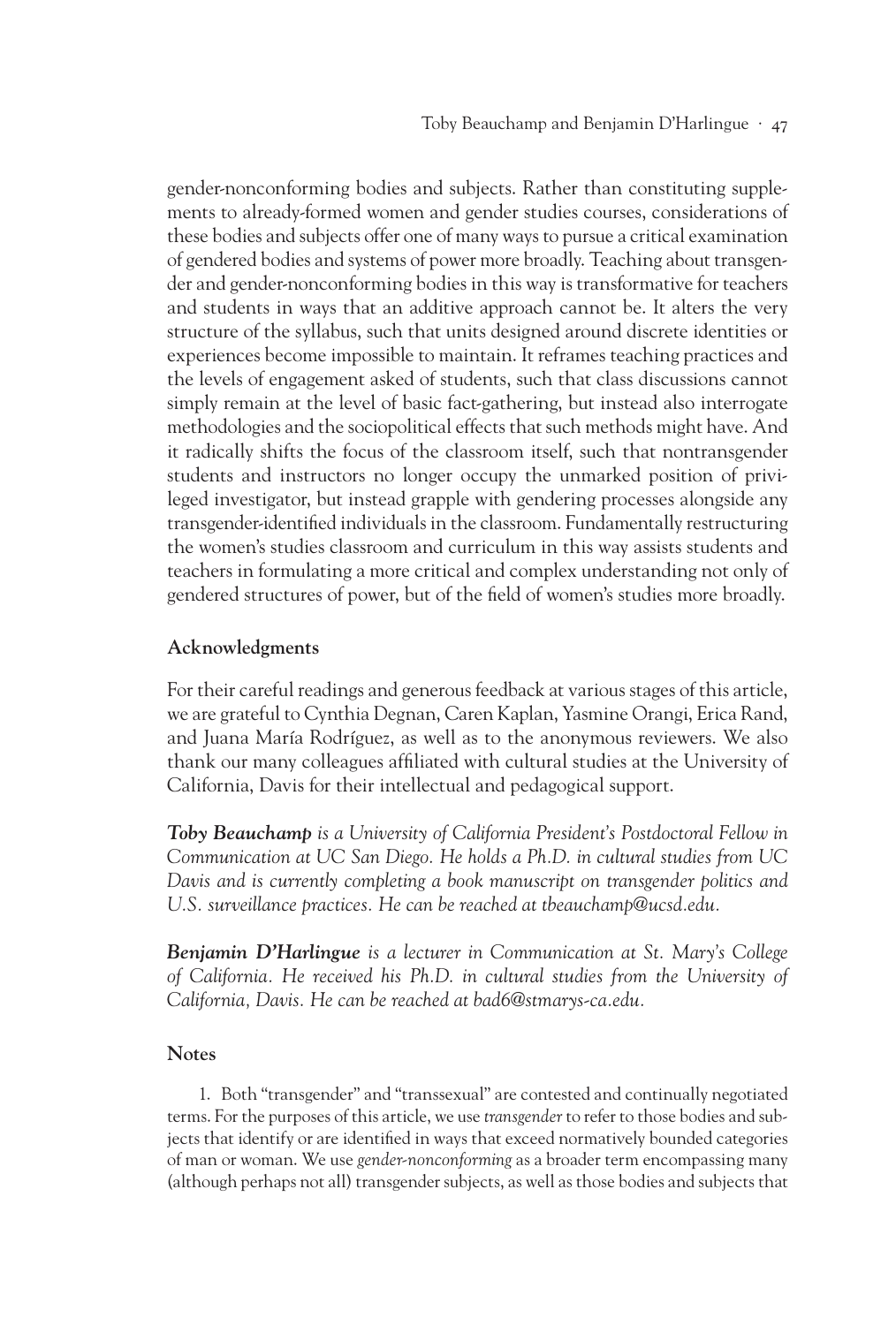gender-nonconforming bodies and subjects. Rather than constituting supplements to already-formed women and gender studies courses, considerations of these bodies and subjects offer one of many ways to pursue a critical examination of gendered bodies and systems of power more broadly. Teaching about transgender and gender-nonconforming bodies in this way is transformative for teachers and students in ways that an additive approach cannot be. It alters the very structure of the syllabus, such that units designed around discrete identities or experiences become impossible to maintain. It reframes teaching practices and the levels of engagement asked of students, such that class discussions cannot simply remain at the level of basic fact-gathering, but instead also interrogate methodologies and the sociopolitical effects that such methods might have. And it radically shifts the focus of the classroom itself, such that nontransgender students and instructors no longer occupy the unmarked position of privileged investigator, but instead grapple with gendering processes alongside any transgender-identified individuals in the classroom. Fundamentally restructuring the women's studies classroom and curriculum in this way assists students and teachers in formulating a more critical and complex understanding not only of gendered structures of power, but of the field of women's studies more broadly.

## Acknowledgments

For their careful readings and generous feedback at various stages of this article, we are grateful to Cynthia Degnan, Caren Kaplan, Yasmine Orangi, Erica Rand, and Juana María Rodríguez, as well as to the anonymous reviewers. We also thank our many colleagues affiliated with cultural studies at the University of California, Davis for their intellectual and pedagogical support.

***Toby Beauchamp*** *is a University of California President's Postdoctoral Fellow in Communication at UC San Diego. He holds a Ph.D. in cultural studies from UC Davis and is currently completing a book manuscript on transgender politics and U.S. surveillance practices. He can be reached at tbeauchamp@ucsd.edu.*

***Benjamin D'Harlingue*** *is a lecturer in Communication at St. Mary's College of California. He received his Ph.D. in cultural studies from the University of California, Davis. He can be reached at bad6@stmarys-ca.edu.*

## Notes

1. Both "transgender" and "transsexual" are contested and continually negotiated terms. For the purposes of this article, we use *transgender* to refer to those bodies and subjects that identify or are identified in ways that exceed normatively bounded categories of man or woman. We use *gender-nonconforming* as a broader term encompassing many (although perhaps not all) transgender subjects, as well as those bodies and subjects that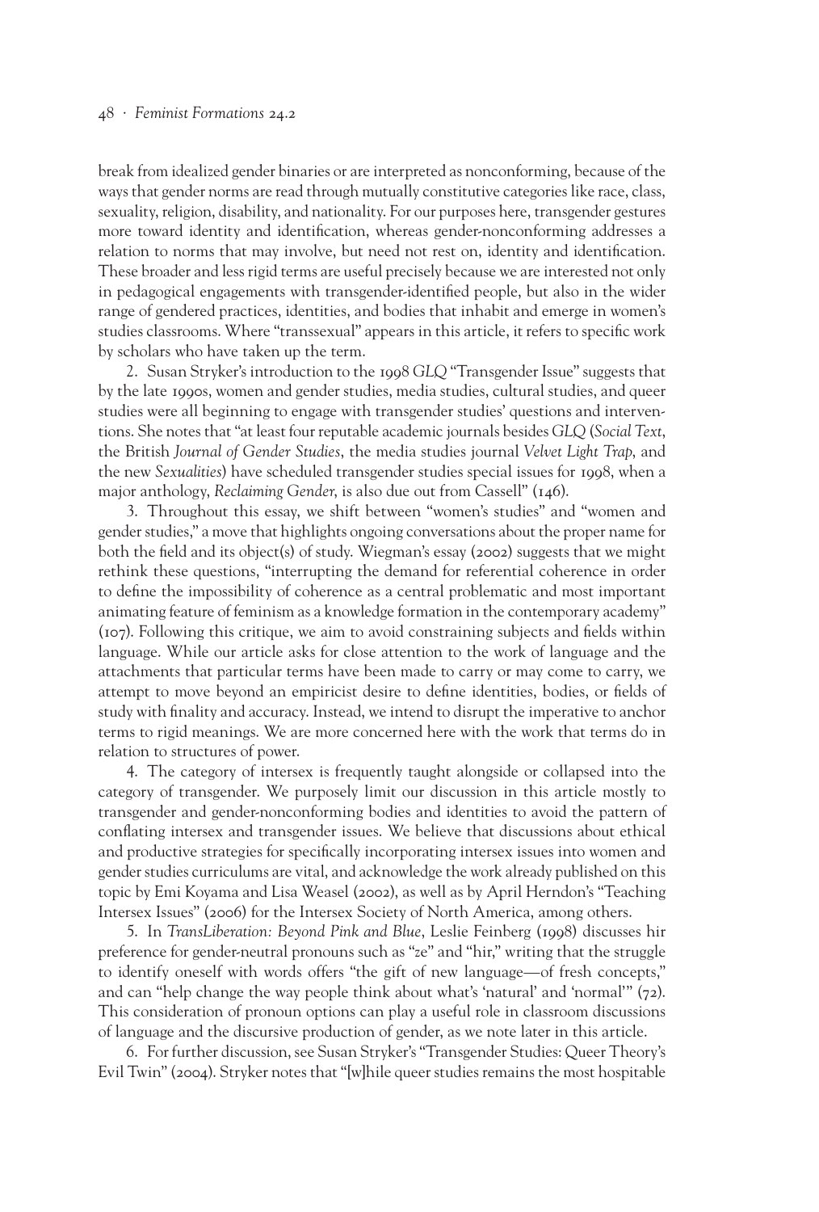break from idealized gender binaries or are interpreted as nonconforming, because of the ways that gender norms are read through mutually constitutive categories like race, class, sexuality, religion, disability, and nationality. For our purposes here, transgender gestures more toward identity and identification, whereas gender-nonconforming addresses a relation to norms that may involve, but need not rest on, identity and identification. These broader and less rigid terms are useful precisely because we are interested not only in pedagogical engagements with transgender-identified people, but also in the wider range of gendered practices, identities, and bodies that inhabit and emerge in women's studies classrooms. Where "transsexual" appears in this article, it refers to specific work by scholars who have taken up the term.

2. Susan Stryker's introduction to the 1998 *GLQ* "Transgender Issue" suggests that by the late 1990s, women and gender studies, media studies, cultural studies, and queer studies were all beginning to engage with transgender studies' questions and interventions. She notes that "at least four reputable academic journals besides *GLQ* (*Social Text*, the British *Journal of Gender Studies*, the media studies journal *Velvet Light Trap*, and the new *Sexualities*) have scheduled transgender studies special issues for 1998, when a major anthology, *Reclaiming Gender*, is also due out from Cassell" (146).

3. Throughout this essay, we shift between "women's studies" and "women and gender studies," a move that highlights ongoing conversations about the proper name for both the field and its object(s) of study. Wiegman's essay (2002) suggests that we might rethink these questions, "interrupting the demand for referential coherence in order to define the impossibility of coherence as a central problematic and most important animating feature of feminism as a knowledge formation in the contemporary academy" (107). Following this critique, we aim to avoid constraining subjects and fields within language. While our article asks for close attention to the work of language and the attachments that particular terms have been made to carry or may come to carry, we attempt to move beyond an empiricist desire to define identities, bodies, or fields of study with finality and accuracy. Instead, we intend to disrupt the imperative to anchor terms to rigid meanings. We are more concerned here with the work that terms do in relation to structures of power.

4. The category of intersex is frequently taught alongside or collapsed into the category of transgender. We purposely limit our discussion in this article mostly to transgender and gender-nonconforming bodies and identities to avoid the pattern of conflating intersex and transgender issues. We believe that discussions about ethical and productive strategies for specifically incorporating intersex issues into women and gender studies curriculums are vital, and acknowledge the work already published on this topic by Emi Koyama and Lisa Weasel (2002), as well as by April Herndon's "Teaching Intersex Issues" (2006) for the Intersex Society of North America, among others.

5. In *TransLiberation: Beyond Pink and Blue*, Leslie Feinberg (1998) discusses hir preference for gender-neutral pronouns such as "ze" and "hir," writing that the struggle to identify oneself with words offers "the gift of new language—of fresh concepts," and can "help change the way people think about what's 'natural' and 'normal'" (72). This consideration of pronoun options can play a useful role in classroom discussions of language and the discursive production of gender, as we note later in this article.

6. For further discussion, see Susan Stryker's "Transgender Studies: Queer Theory's Evil Twin" (2004). Stryker notes that "[w]hile queer studies remains the most hospitable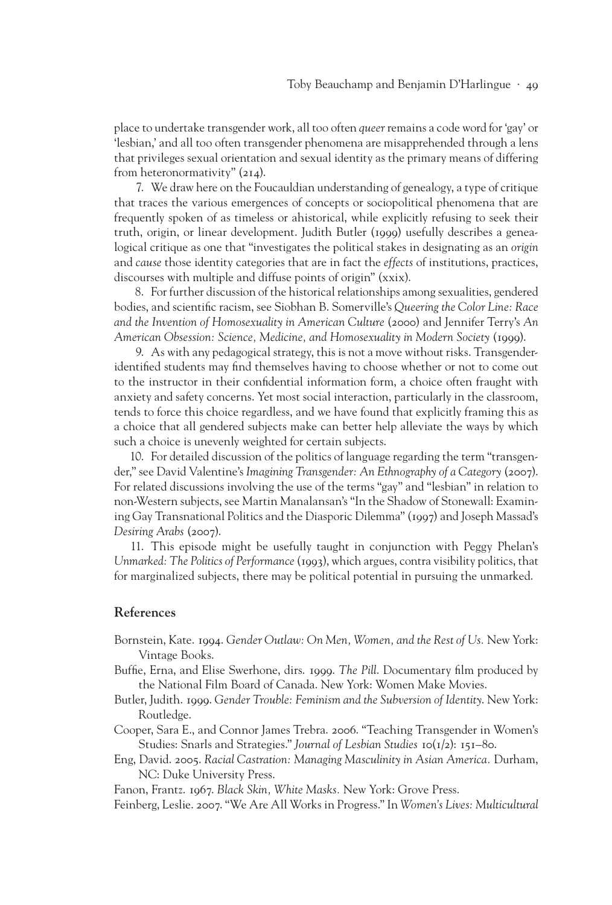place to undertake transgender work, all too often *queer* remains a code word for 'gay' or 'lesbian,' and all too often transgender phenomena are misapprehended through a lens that privileges sexual orientation and sexual identity as the primary means of differing from heteronormativity" (214).

7. We draw here on the Foucauldian understanding of genealogy, a type of critique that traces the various emergences of concepts or sociopolitical phenomena that are frequently spoken of as timeless or ahistorical, while explicitly refusing to seek their truth, origin, or linear development. Judith Butler (1999) usefully describes a genealogical critique as one that "investigates the political stakes in designating as an *origin* and *cause* those identity categories that are in fact the *effects* of institutions, practices, discourses with multiple and diffuse points of origin" (xxix).

8. For further discussion of the historical relationships among sexualities, gendered bodies, and scientific racism, see Siobhan B. Somerville's *Queering the Color Line: Race and the Invention of Homosexuality in American Culture* (2000) and Jennifer Terry's *An American Obsession: Science, Medicine, and Homosexuality in Modern Society* (1999).

9. As with any pedagogical strategy, this is not a move without risks. Transgender-identified students may find themselves having to choose whether or not to come out to the instructor in their confidential information form, a choice often fraught with anxiety and safety concerns. Yet most social interaction, particularly in the classroom, tends to force this choice regardless, and we have found that explicitly framing this as a choice that all gendered subjects make can better help alleviate the ways by which such a choice is unevenly weighted for certain subjects.

10. For detailed discussion of the politics of language regarding the term "transgender," see David Valentine's *Imagining Transgender: An Ethnography of a Category* (2007). For related discussions involving the use of the terms "gay" and "lesbian" in relation to non-Western subjects, see Martin Manalansan's "In the Shadow of Stonewall: Examining Gay Transnational Politics and the Diasporic Dilemma" (1997) and Joseph Massad's *Desiring Arabs* (2007).

11. This episode might be usefully taught in conjunction with Peggy Phelan's *Unmarked: The Politics of Performance* (1993), which argues, contra visibility politics, that for marginalized subjects, there may be political potential in pursuing the unmarked.

## References

Bornstein, Kate. 1994. *Gender Outlaw: On Men, Women, and the Rest of Us.* New York: Vintage Books.

Buffie, Erna, and Elise Swerhone, dirs. 1999. *The Pill.* Documentary film produced by the National Film Board of Canada. New York: Women Make Movies.

Butler, Judith. 1999. *Gender Trouble: Feminism and the Subversion of Identity.* New York: Routledge.

Cooper, Sara E., and Connor James Trebra. 2006. "Teaching Transgender in Women's Studies: Snarls and Strategies." *Journal of Lesbian Studies* 10(1/2): 151–80.

Eng, David. 2005. *Racial Castration: Managing Masculinity in Asian America.* Durham, NC: Duke University Press.

Fanon, Frantz. 1967. *Black Skin, White Masks.* New York: Grove Press.

Feinberg, Leslie. 2007. "We Are All Works in Progress." In *Women's Lives: Multicultural*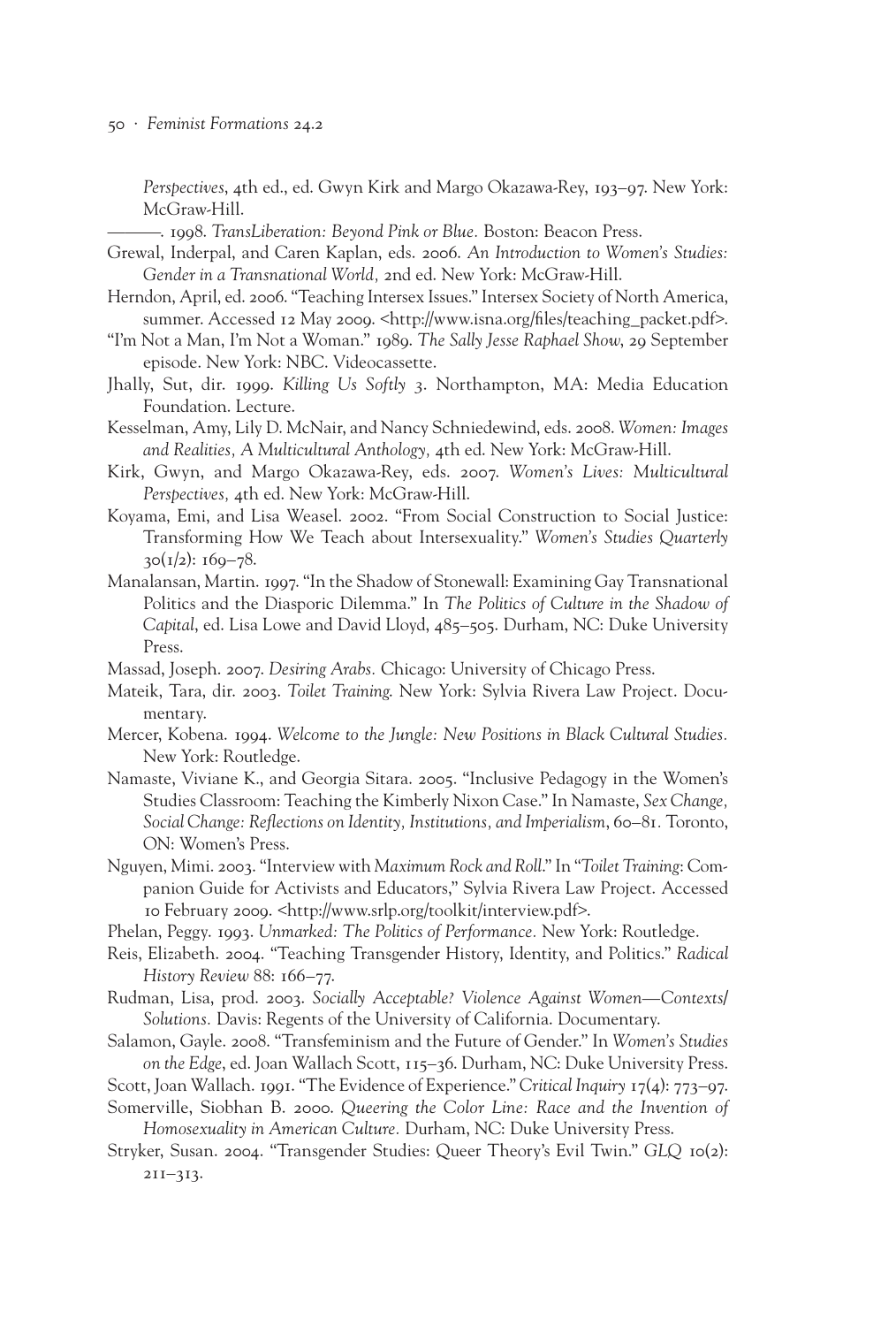*Perspectives*, 4th ed., ed. Gwyn Kirk and Margo Okazawa-Rey, 193–97. New York: McGraw-Hill.

———. 1998. *TransLiberation: Beyond Pink or Blue.* Boston: Beacon Press.

Grewal, Inderpal, and Caren Kaplan, eds. 2006. *An Introduction to Women's Studies: Gender in a Transnational World,* 2nd ed. New York: McGraw-Hill.

Herndon, April, ed. 2006. "Teaching Intersex Issues." Intersex Society of North America, summer. Accessed 12 May 2009. <http://www.isna.org/files/teaching_packet.pdf>.

"I'm Not a Man, I'm Not a Woman." 1989. *The Sally Jesse Raphael Show,* 29 September episode. New York: NBC. Videocassette.

Jhally, Sut, dir. 1999. *Killing Us Softly 3*. Northampton, MA: Media Education Foundation. Lecture.

Kesselman, Amy, Lily D. McNair, and Nancy Schniedewind, eds. 2008. *Women: Images and Realities, A Multicultural Anthology,* 4th ed. New York: McGraw-Hill.

Kirk, Gwyn, and Margo Okazawa-Rey, eds. 2007. *Women's Lives: Multicultural Perspectives,* 4th ed. New York: McGraw-Hill.

Koyama, Emi, and Lisa Weasel. 2002. "From Social Construction to Social Justice: Transforming How We Teach about Intersexuality." *Women's Studies Quarterly* 30(1/2): 169–78.

Manalansan, Martin. 1997. "In the Shadow of Stonewall: Examining Gay Transnational Politics and the Diasporic Dilemma." In *The Politics of Culture in the Shadow of Capital*, ed. Lisa Lowe and David Lloyd, 485–505. Durham, NC: Duke University Press.

Massad, Joseph. 2007. *Desiring Arabs.* Chicago: University of Chicago Press.

Mateik, Tara, dir. 2003. *Toilet Training.* New York: Sylvia Rivera Law Project. Documentary.

Mercer, Kobena. 1994. *Welcome to the Jungle: New Positions in Black Cultural Studies.* New York: Routledge.

Namaste, Viviane K., and Georgia Sitara. 2005. "Inclusive Pedagogy in the Women's Studies Classroom: Teaching the Kimberly Nixon Case." In Namaste, *Sex Change, Social Change: Reflections on Identity, Institutions, and Imperialism*, 60–81. Toronto, ON: Women's Press.

Nguyen, Mimi. 2003. "Interview with *Maximum Rock and Roll*." In "*Toilet Training*: Companion Guide for Activists and Educators," Sylvia Rivera Law Project. Accessed 10 February 2009. <http://www.srlp.org/toolkit/interview.pdf>.

Phelan, Peggy. 1993. *Unmarked: The Politics of Performance.* New York: Routledge.

Reis, Elizabeth. 2004. "Teaching Transgender History, Identity, and Politics." *Radical History Review* 88: 166–77.

Rudman, Lisa, prod. 2003. *Socially Acceptable? Violence Against Women—Contexts/Solutions.* Davis: Regents of the University of California. Documentary.

Salamon, Gayle. 2008. "Transfeminism and the Future of Gender." In *Women's Studies on the Edge*, ed. Joan Wallach Scott, 115–36. Durham, NC: Duke University Press.

Scott, Joan Wallach. 1991. "The Evidence of Experience." *Critical Inquiry* 17(4): 773–97.

Somerville, Siobhan B. 2000. *Queering the Color Line: Race and the Invention of Homosexuality in American Culture.* Durham, NC: Duke University Press.

Stryker, Susan. 2004. "Transgender Studies: Queer Theory's Evil Twin." *GLQ* 10(2): 211–313.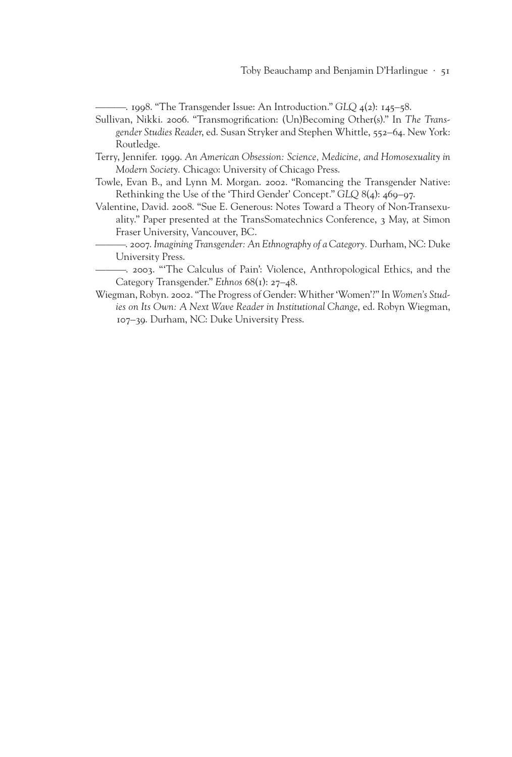———. 1998. "The Transgender Issue: An Introduction." *GLQ* 4(2): 145–58.

Sullivan, Nikki. 2006. "Transmogrification: (Un)Becoming Other(s)." In *The Transgender Studies Reader*, ed. Susan Stryker and Stephen Whittle, 552–64. New York: Routledge.

Terry, Jennifer. 1999. *An American Obsession: Science, Medicine, and Homosexuality in Modern Society.* Chicago: University of Chicago Press.

Towle, Evan B., and Lynn M. Morgan. 2002. "Romancing the Transgender Native: Rethinking the Use of the 'Third Gender' Concept." *GLQ* 8(4): 469–97.

Valentine, David. 2008. "Sue E. Generous: Notes Toward a Theory of Non-Transexuality." Paper presented at the TransSomatechnics Conference, 3 May, at Simon Fraser University, Vancouver, BC.

———. 2007. *Imagining Transgender: An Ethnography of a Category.* Durham, NC: Duke University Press.

———. 2003. "'The Calculus of Pain': Violence, Anthropological Ethics, and the Category Transgender." *Ethnos* 68(1): 27–48.

Wiegman, Robyn. 2002. "The Progress of Gender: Whither 'Women'?" In *Women's Studies on Its Own: A Next Wave Reader in Institutional Change*, ed. Robyn Wiegman, 107–39. Durham, NC: Duke University Press.